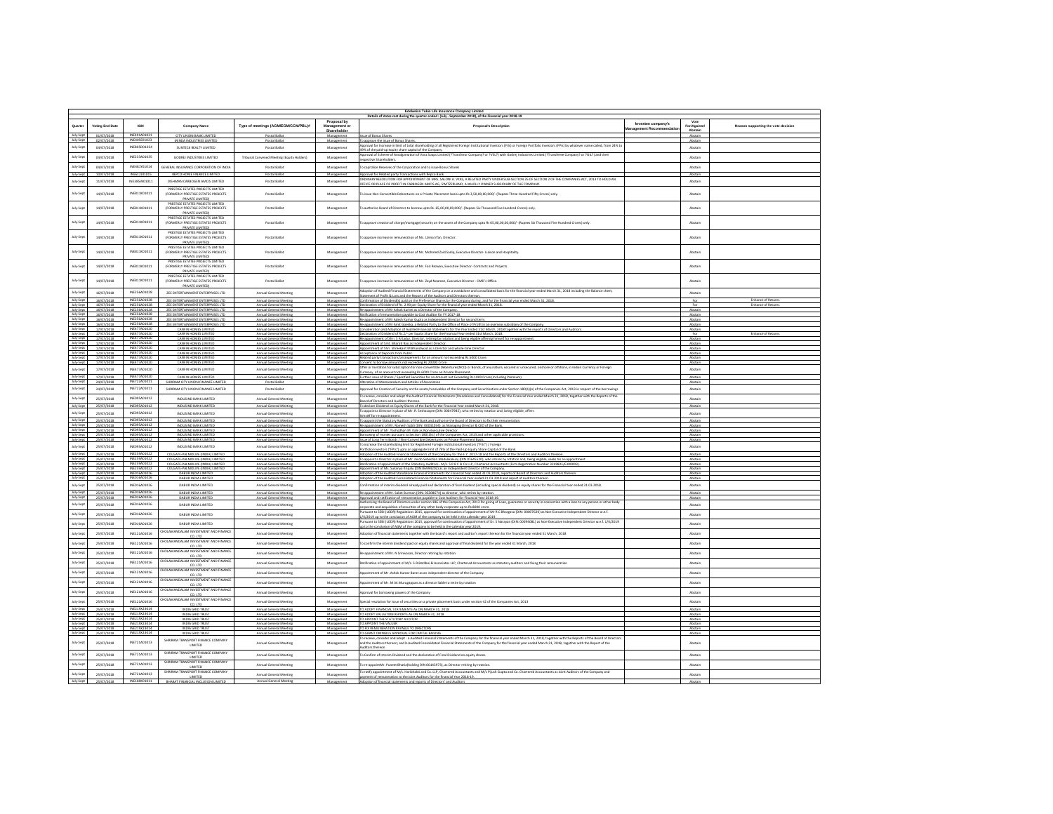# Edelweiss Tokio Life Insurance Company Limited

**Details of Votes cast during the quarter ended : (July - September 2018), of the Financial year 2018-19**

| Quarter | Voting End Date | ISIN | Company Name | Type of meetings (AGM/EGM/CCM/PBL)# | Proposal by Management or Shareholder | Proposal's Description | Investee company's Management Recommendation | Vote For/Against/ Abstain | Reason supporting the vote decision |
|---|---|---|---|---|---|---|---|---|---|
| July-Sept | 01/07/2018 | INE491A01021 | CITY UNION BANK LIMITED | Postal Ballot | Management | Issue of Bonus Shares | | Abstain | |
| July-Sept | 03/07/2018 | INE405E01023 | MINDA INDUSTRIES LIMITED | Postal Ballot | Management | To approve the issue of Bonus Shares. | | Abstain | |
| July-Sept | 04/07/2018 | INE805D01034 | SUNTECK REALTY LIMITED | Postal Ballot | Management | Approval for Increase in limit of total shareholding of all Registered Foreign Institutional Investors (FIIs) or Foreign Portfolio Investors (FPIs) by whatever name called, from 24% to 49% of the paid-up equity share capital of the Company. | | Abstain | |
| July-Sept | 04/07/2018 | INE233A01035 | GODREJ INDUSTRIES LIMITED | Tribunal Convened Meeting (Equity Holders) | Management | Approval of Scheme of Amalgamation of Vora Soaps Limited (?Transferor Company? or ?VSL?) with Godrej Industries Limited (?Transferee Company? or ?GIL?) and their respective Shareholders. | | Abstain | |
| July-Sept | 04/07/2018 | INE481Y01014 | GENERAL INSURANCE CORPORATION OF INDIA | Postal Ballot | Management | To capitalize Reserves of the Corporation and to issue Bonus Shares | | Abstain | |
| July-Sept | 10/07/2018 | INE612J01015 | REPCO HOME FINANCE LIMITED | Postal Ballot | Management | Approval for Related party Transactions with Repco Bank | | Abstain | |
| July-Sept | 11/07/2018 | INE385W01011 | DISHMAN CARBOGEN AMCIS LIMITED | Postal Ballot | Management | ORDINARY RESOLUTION FOR APPOINTMENT OF MRS. SALONI A. VYAS, A RELATED PARTY UNDER SUB-SECTION 76 OF SECTION 2 OF THE COMPANIES ACT, 2013 TO HOLD AN OFFICE OR PLACE OF PROFIT IN CARBOGEN AMCIS AG, SWITZERLAND, A WHOLLY OWNED SUBSIDIARY OF THE COMPANY. | | Abstain | |
| July-Sept | 14/07/2018 | INE811K01011 | PRESTIGE ESTATES PROJECTS LIMITED (FORMERLY PRESTIGE ESTATES PROJECTS PRIVATE LIMITED) | Postal Ballot | Management | To issue Non-Convertible Debentures on a Private Placement basis upto Rs.3,50,00,00,000/- (Rupees Three Hundred Fifty Crores) only. | | Abstain | |
| July-Sept | 14/07/2018 | INE811K01011 | PRESTIGE ESTATES PROJECTS LIMITED (FORMERLY PRESTIGE ESTATES PROJECTS PRIVATE LIMITED) | Postal Ballot | Management | To authorize Board of Directors to borrow upto Rs. 65,00,00,00,000/- (Rupees Six Thousand Five Hundred Crores) only. | | Abstain | |
| July-Sept | 14/07/2018 | INE811K01011 | PRESTIGE ESTATES PROJECTS LIMITED (FORMERLY PRESTIGE ESTATES PROJECTS PRIVATE LIMITED) | Postal Ballot | Management | To approve creation of charge/mortgage/security on the assets of the Company upto Rs 65,00,00,00,000/- (Rupees Six Thousand Five Hundred Crores) only. | | Abstain | |
| July-Sept | 14/07/2018 | INE811K01011 | PRESTIGE ESTATES PROJECTS LIMITED (FORMERLY PRESTIGE ESTATES PROJECTS PRIVATE LIMITED) | Postal Ballot | Management | To approve increase in remuneration of Ms. Uzma Irfan, Director. | | Abstain | |
| July-Sept | 14/07/2018 | INE811K01011 | PRESTIGE ESTATES PROJECTS LIMITED (FORMERLY PRESTIGE ESTATES PROJECTS PRIVATE LIMITED) | Postal Ballot | Management | To approve increase in remuneration of Mr. Mohmed Zaid Sadiq, Executive Director- Liaison and Hospitality. | | Abstain | |
| July-Sept | 14/07/2018 | INE811K01011 | PRESTIGE ESTATES PROJECTS LIMITED (FORMERLY PRESTIGE ESTATES PROJECTS PRIVATE LIMITED) | Postal Ballot | Management | To approve increase in remuneration of Mr. Faiz Rezwan, Executive Director- Contracts and Projects. | | Abstain | |
| July-Sept | 14/07/2018 | INE811K01011 | PRESTIGE ESTATES PROJECTS LIMITED (FORMERLY PRESTIGE ESTATES PROJECTS PRIVATE LIMITED) | Postal Ballot | Management | To approve increase in remuneration of Mr. Zayd Noaman, Executive Director - CMD's Office. | | Abstain | |
| July-Sept | 16/07/2018 | INE256A01028 | ZEE ENTERTAINMENT ENTERPRISES LTD | Annual General Meeting | Management | Adoption of Audited Financial Statements of the Company on a standalone and consolidated basis for the financial year ended March 31, 2018 including the Balance sheet, Statement of Profit & Loss and the Reports of the Auditors and Directors thereon. | | Abstain | |
| July-Sept | 16/07/2018 | INE256A01028 | ZEE ENTERTAINMENT ENTERPRISES LTD | Annual General Meeting | Management | Confirmation of Dividend(s) paid on the Preference Shares by the Company during, and for the financial year ended March 31, 2018. | | For | Enhance of Returns |
| July-Sept | 16/07/2018 | INE256A01028 | ZEE ENTERTAINMENT ENTERPRISES LTD | Annual General Meeting | Management | Declaration of Dividend of Rs. 2.90 per Equity Share for the financial year ended March 31, 2018. | | For | Enhance of Returns |
| July-Sept | 16/07/2018 | INE256A01028 | ZEE ENTERTAINMENT ENTERPRISES LTD | Annual General Meeting | Management | Re-appointment of Mr Ashok Kurien as a Director of the Company. | | Abstain | |
| July-Sept | 16/07/2018 | INE256A01028 | ZEE ENTERTAINMENT ENTERPRISES LTD | Annual General Meeting | Management | Ratification of remuneration payable to Cost Auditor for FY 2017-18. | | Abstain | |
| July-Sept | 16/07/2018 | INE256A01028 | ZEE ENTERTAINMENT ENTERPRISES LTD | Annual General Meeting | Management | Re-appointment of Mr Adesh Kumar Gupta as Independent Director for second term. | | Abstain | |
| July-Sept | 16/07/2018 | INE256A01028 | ZEE ENTERTAINMENT ENTERPRISES LTD | Annual General Meeting | Management | Re-appointment of Mr Amit Goenka, a Related Party to the Office of Place of Profit in an overseas subsidiary of the Company. | | Abstain | |
| July-Sept | 17/07/2018 | INE477A01020 | CANFIN HOMES LIMITED | Annual General Meeting | Management | Consideration and Adoption of Audited Financial Statements for the Year Ended 31st March, 2018 together with the reports of Directors and Auditors. | | Abstain | |
| July-Sept | 17/07/2018 | INE477A01020 | CANFIN HOMES LIMITED | Annual General Meeting | Management | Declaration of Dividend of Rs.2/- per Equity Share for the Financial Year ended 31st March, 2018. | | For | Enhance of Returns |
| July-Sept | 17/07/2018 | INE477A01020 | CANFIN HOMES LIMITED | Annual General Meeting | Management | Re-appointment of Shri S K Kadur, Director, retiring by rotation and being eligible offering himself for re-appointment. | | Abstain | |
| July-Sept | 17/07/2018 | INE477A01020 | CANFIN HOMES LIMITED | Annual General Meeting | Management | Appointment of Smt. Bharati Rao as Independent Director. | | Abstain | |
| July-Sept | 17/07/2018 | INE477A01020 | CANFIN HOMES LIMITED | Annual General Meeting | Management | Appointment of Shri. Shreekant M Bhandiwad as a Director and whole-time Director. | | Abstain | |
| July-Sept | 17/07/2018 | INE477A01020 | CANFIN HOMES LIMITED | Annual General Meeting | Management | Acceptance of Deposits from Public. | | Abstain | |
| July-Sept | 17/07/2018 | INE477A01020 | CANFIN HOMES LIMITED | Annual General Meeting | Management | Related party transactions/arrangements for an amount not exceeding Rs.5000 Crore. | | Abstain | |
| July-Sept | 17/07/2018 | INE477A01020 | CANFIN HOMES LIMITED | Annual General Meeting | Management | Consent to borrow amounts not exceeding Rs.20000 Crore. | | Abstain | |
| July-Sept | 17/07/2018 | INE477A01020 | CANFIN HOMES LIMITED | Annual General Meeting | Management | Offer or invitation for subscription for non-convertible Debentures(NCD) or Bonds, of any nature, secured or unsecured, onshore or offshore, in Indian Currency or Foreign Currency, of an amount not exceeding Rs.6000 Crore on Private Placement. | | Abstain | |
| July-Sept | 17/07/2018 | INE477A01020 | CANFIN HOMES LIMITED | Annual General Meeting | Management | Further issue of Shares / Specified Securities for an Amount not Exceeding Rs.1000 Crore (including Premium). | | Abstain | |
| July-Sept | 24/07/2018 | INE722A01011 | SHRIRAM CITY UNION FINANCE LIMITED | Postal Ballot | Management | Alteration of Memorandum and Articles of Association | | Abstain | |
| July-Sept | 24/07/2018 | INE722A01011 | SHRIRAM CITY UNION FINANCE LIMITED | Postal Ballot | Management | Approval for Creation of Security on the assets/receivables of the Company and Securitisation under Section 180(1)(a) of the Companies Act, 2013 in respect of the borrowings | | Abstain | |
| July-Sept | 25/07/2018 | INE095A01012 | INDUSIND BANK LIMITED | Annual General Meeting | Management | To receive, consider and adopt the Audited Financial Statements (Standalone and Consolidated) for the Financial Year ended March 31, 2018, together with the Reports of the Board of Directors and Auditors thereon. | | Abstain | |
| July-Sept | 25/07/2018 | INE095A01012 | INDUSIND BANK LIMITED | Annual General Meeting | Management | To declare Dividend on Equity Shares of the Bank for the Financial Year ended March 31, 2018. | | Abstain | |
| July-Sept | 25/07/2018 | INE095A01012 | INDUSIND BANK LIMITED | Annual General Meeting | Management | To appoint a Director in place of Mr. R. Seshasayee (DIN: 00047985), who retires by rotation and, being eligible, offers himself for re-appointment. | | Abstain | |
| July-Sept | 25/07/2018 | INE095A01012 | INDUSIND BANK LIMITED | Annual General Meeting | Management | To appoint the Statutory Auditors of the Bank and authorise the Board of Directors to fix their remuneration. | | Abstain | |
| July-Sept | 25/07/2018 | INE095A01012 | INDUSIND BANK LIMITED | Annual General Meeting | Management | Re-appointment of Mr. Romesh Sobti (DIN: 00031034), as Managing Director & CEO of the Bank. | | Abstain | |
| July-Sept | 25/07/2018 | INE095A01012 | INDUSIND BANK LIMITED | Annual General Meeting | Management | Appointment of Mr. Yashodhan M. Kale as Non-Executive Director. | | Abstain | |
| July-Sept | 25/07/2018 | INE095A01012 | INDUSIND BANK LIMITED | Annual General Meeting | Management | Borrowing of monies pursuant to Section 180(1)(c) of the Companies Act, 2013 and other applicable provisions. | | Abstain | |
| July-Sept | 25/07/2018 | INE095A01012 | INDUSIND BANK LIMITED | Annual General Meeting | Management | Issue of Long Term Bonds / Non-Convertible Debentures on Private Placement Basis. | | Abstain | |
| July-Sept | 25/07/2018 | INE095A01012 | INDUSIND BANK LIMITED | Annual General Meeting | Management | To increase the shareholding limit for Registered Foreign Institutional Investors ("FIIs") / Foreign Portfolio Investors ("FPIs") upto an aggregate limit of 74% of the Paid-Up Equity Share Capital of the Bank. | | Abstain | |
| July-Sept | 25/07/2018 | INE259A01022 | COLGATE-PALMOLIVE (INDIA) LIMITED | Annual General Meeting | Management | Adoption of the Audited Financial Statements of the Company for the F.Y. 2017-18 and the Reports of the Directors and Auditors thereon. | | Abstain | |
| July-Sept | 25/07/2018 | INE259A01022 | COLGATE-PALMOLIVE (INDIA) LIMITED | Annual General Meeting | Management | To appoint a Director in place of Mr. Jacob Sebastian Madukkakuzy (DIN 07645510), who retires by rotation and, being eligible, seeks his re-appointment. | | Abstain | |
| July-Sept | 25/07/2018 | INE259A01022 | COLGATE-PALMOLIVE (INDIA) LIMITED | Annual General Meeting | Management | Ratification of appointment of the Statutory Auditors - M/s. S R B C & Co LLP, Chartered Accountants (Firm Registration Number 324982E/E300003). | | Abstain | |
| July-Sept | 25/07/2018 | INE259A01022 | COLGATE-PALMOLIVE (INDIA) LIMITED | Annual General Meeting | Management | Appointment of Ms. Sukanya Kripalu (DIN 06994202) as an Independent Director of the Company. | | Abstain | |
| July-Sept | 25/07/2018 | INE016A01026 | DABUR INDIA LIMITED | Annual General Meeting | Management | Adoption of the Audited Standalone Financial Statements for Financial Year ended 31.03.2018, reports of Board of Directors and Auditors thereon. | | Abstain | |
| July-Sept | 25/07/2018 | INE016A01026 | DABUR INDIA LIMITED | Annual General Meeting | Management | Adoption of the Audited Consolidated Financial Statements for Financial Year ended 31.03.2018 and report of Auditors thereon. | | Abstain | |
| July-Sept | 25/07/2018 | INE016A01026 | DABUR INDIA LIMITED | Annual General Meeting | Management | Confirmation of interim dividend already paid and declaration of final dividend (including special dividend) on equity shares for the Financial Year ended 31.03.2018. | | Abstain | |
| July-Sept | 25/07/2018 | INE016A01026 | DABUR INDIA LIMITED | Annual General Meeting | Management | Re-appointment of Mr. Saket Burman (DIN: 05208674) as director, who retires by rotation. | | Abstain | |
| July-Sept | 25/07/2018 | INE016A01026 | DABUR INDIA LIMITED | Annual General Meeting | Management | Approval and ratification of remuneration payable to Cost Auditors for Financial Year 2018-19. | | Abstain | |
| July-Sept | 25/07/2018 | INE016A01026 | DABUR INDIA LIMITED | Annual General Meeting | Management | Authorising the Board of Directors under section 186 of the Companies Act, 2013 for giving of Loan, guarantee or security in connection with a loan to any person or other body corporate and acquisition of securities of any other body corporate up to Rs.8000 crore. | | Abstain | |
| July-Sept | 25/07/2018 | INE016A01026 | DABUR INDIA LIMITED | Annual General Meeting | Management | Pursuant to SEBI (LODR) Regulations 2015, approval for continuation of appointment of Mr R C Bhargava (DIN: 00007620) as Non-Executive Independent Director w.e.f. 1/4/2019 up to the conclusion of AGM of the company to be held in the calendar year 2019. | | Abstain | |
| July-Sept | 25/07/2018 | INE016A01026 | DABUR INDIA LIMITED | Annual General Meeting | Management | Pursuant to SEBI (LODR) Regulations 2015, approval for continuation of appointment of Dr. S Narayan (DIN: 00094081) as Non-Executive Independent Director w.e.f. 1/4/2019 up to the conclusion of AGM of the company to be held in the calendar year 2019. | | Abstain | |
| July-Sept | 25/07/2018 | INE121A01016 | CHOLAMANDALAM INVESTMENT AND FINANCE CO. LTD | Annual General Meeting | Management | Adoption of financial statements together with the board's report and auditor's report thereon for the financial year ended 31 March, 2018 | | Abstain | |
| July-Sept | 25/07/2018 | INE121A01016 | CHOLAMANDALAM INVESTMENT AND FINANCE CO. LTD | Annual General Meeting | Management | To confirm the interim dividend paid on equity shares and approval of final dividend for the year ended 31 March, 2018 | | Abstain | |
| July-Sept | 25/07/2018 | INE121A01016 | CHOLAMANDALAM INVESTMENT AND FINANCE CO. LTD | Annual General Meeting | Management | Re-appointment of Mr. N Srinivasan, Director retiring by rotation | | Abstain | |
| July-Sept | 25/07/2018 | INE121A01016 | CHOLAMANDALAM INVESTMENT AND FINANCE CO. LTD | Annual General Meeting | Management | Ratification of appointment of M/s. S.R.Batliboi & Associates LLP, Chartered Accountants as statutory auditors and fixing their remuneration | | Abstain | |
| July-Sept | 25/07/2018 | INE121A01016 | CHOLAMANDALAM INVESTMENT AND FINANCE CO. LTD | Annual General Meeting | Management | Appointment of Mr. Ashok Kumar Barat as an independent director of the Company | | Abstain | |
| July-Sept | 25/07/2018 | INE121A01016 | CHOLAMANDALAM INVESTMENT AND FINANCE CO. LTD | Annual General Meeting | Management | Appointment of Mr. M.M.Murugappan as a director liable to retire by rotation | | Abstain | |
| July-Sept | 25/07/2018 | INE121A01016 | CHOLAMANDALAM INVESTMENT AND FINANCE CO. LTD | Annual General Meeting | Management | Approval for borrowing powers of the Company | | Abstain | |
| July-Sept | 25/07/2018 | INE121A01016 | CHOLAMANDALAM INVESTMENT AND FINANCE CO. LTD | Annual General Meeting | Management | Special resolution for issue of securities on a private placement basis under section 42 of the Companies Act, 2013 | | Abstain | |
| July-Sept | 25/07/2018 | INE219X23014 | INDIA GRID TRUST | Annual General Meeting | Management | TO ADOPT FINANCIAL STATEMENTS AS ON MARCH 31, 2018 | | Abstain | |
| July-Sept | 25/07/2018 | INE219X23014 | INDIA GRID TRUST | Annual General Meeting | Management | TO ADOPT VALUATION REPORTS AS ON MARCH 31, 2018 | | Abstain | |
| July-Sept | 25/07/2018 | INE219X23014 | INDIA GRID TRUST | Annual General Meeting | Management | TO APPOINT THE STATUTORY AUDITOR | | Abstain | |
| July-Sept | 25/07/2018 | INE219X23014 | INDIA GRID TRUST | Annual General Meeting | Management | TO APPOINT THE VALUER | | Abstain | |
| July-Sept | 25/07/2018 | INE219X23014 | INDIA GRID TRUST | Annual General Meeting | Management | TO FIX REMUNERATION PAYABLE TO DIRECTORS | | Abstain | |
| July-Sept | 25/07/2018 | INE219X23014 | INDIA GRID TRUST | Annual General Meeting | Management | TO GRANT OMNIBUS APPROVAL FOR CAPITAL RAISING | | Abstain | |
| July-Sept | 25/07/2018 | INE721A01013 | SHRIRAM TRANSPORT FINANCE COMPANY LIMITED | Annual General Meeting | Management | To receive, consider and adopt : a.Audited Financial Statements of the Company for the financial year ended March 31, 2018, together with the Reports of the Board of Directors and the Auditors thereon; and b.Audited Consolidated Financial Statements of the Company for the financial year ended March 31, 2018, together with the Report of the Auditors thereon. | | Abstain | |
| July-Sept | 25/07/2018 | INE721A01013 | SHRIRAM TRANSPORT FINANCE COMPANY LIMITED | Annual General Meeting | Management | To Confirm of Interim Dividend and the declaration of Final Dividend on equity shares. | | Abstain | |
| July-Sept | 25/07/2018 | INE721A01013 | SHRIRAM TRANSPORT FINANCE COMPANY LIMITED | Annual General Meeting | Management | To re-appointMr. Puneet Bhatia(holding DIN 00143973), as Director retiring by rotation. | | Abstain | |
| July-Sept | 25/07/2018 | INE721A01013 | SHRIRAM TRANSPORT FINANCE COMPANY LIMITED | Annual General Meeting | Management | To ratify appointment of M/s. Haribhakti and Co. LLP, Chartered Accountants and M/s Pijush Gupta and Co. Chartered Accountants as joint Auditors of the Company and payment of remuneration to the Joint Auditors for the financial Year 2018-19. | | Abstain | |
| July-Sept | 25/07/2018 | INE180K01011 | BHARAT FINANCIAL INCLUSION LIMITED | Annual General Meeting | Management | Adoption of financial statements and reports of Directors' and Auditors | | Abstain | |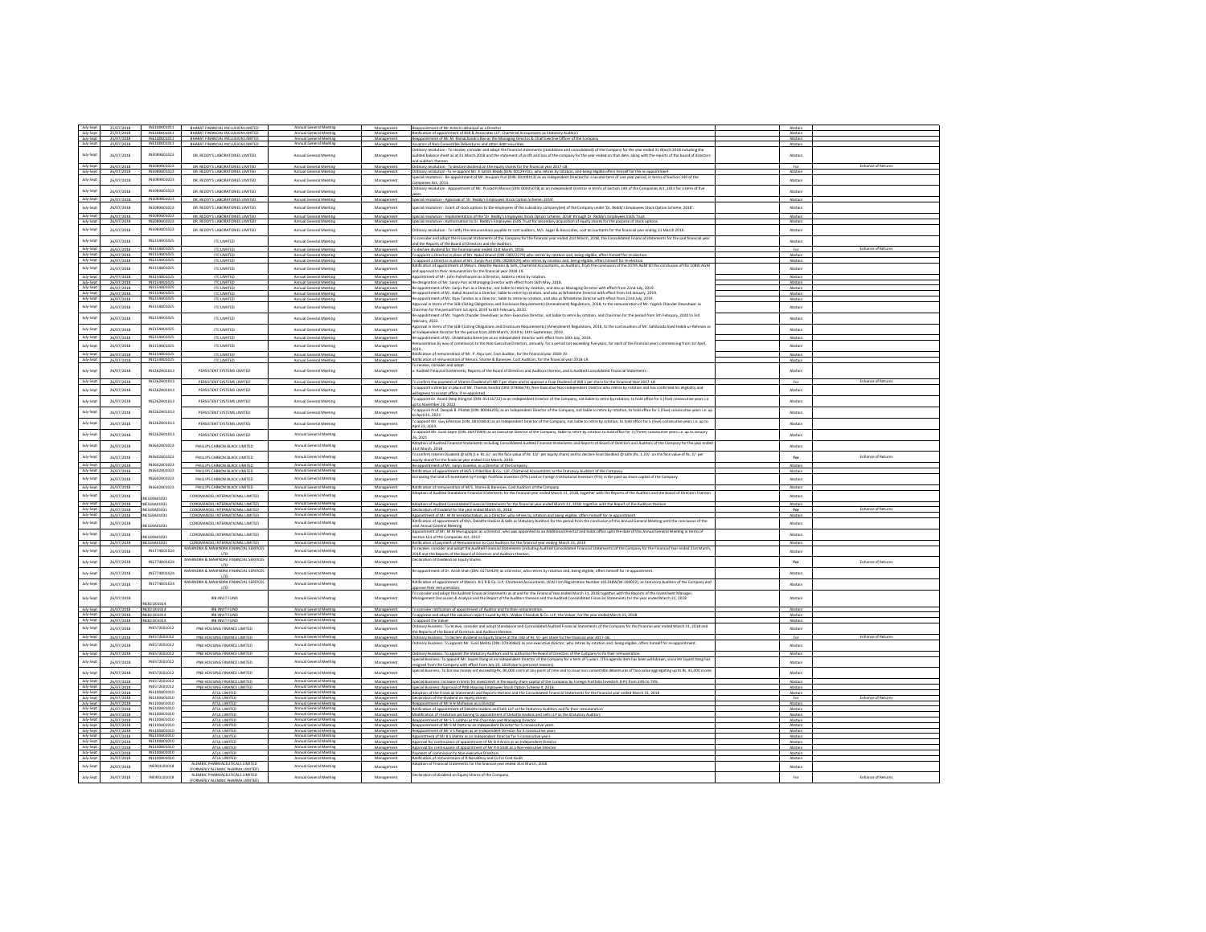| July-Sept | 25/07/2018 | INE180K01011 | BHARAT FINANCIAL INCLUSION LIMITED | Annual General Meeting | Management | Reappointment of Mr. Ashish Lakhanpal as a Director | Abstain | |
|---|---|---|---|---|---|---|---|---|
| July-Sept | 25/07/2018 | INE180K01011 | BHARAT FINANCIAL INCLUSION LIMITED | Annual General Meeting | Management | Ratification of appointment of BSR & Associates LLP, Chartered Accountants as Statutory Auditors | Abstain | |
| July-Sept | 25/07/2018 | INE180K01011 | BHARAT FINANCIAL INCLUSION LIMITED | Annual General Meeting | Management | Reappointment of Mr. M. Ramachandra Rao as the Managing Director & Chief Executive Officer of the Company | Abstain | |
| July-Sept | 25/07/2018 | INE180K01011 | BHARAT FINANCIAL INCLUSION LIMITED | Annual General Meeting | Management | Issuance of Non-Convertible Debentures and other debt securities | Abstain | |
| July-Sept | 26/07/2018 | INE089A01023 | DR. REDDY'S LABORATORIES LIMITED | Annual General Meeting | Management | Ordinary resolution - To receive, consider and adopt the financial statements (standalone and consolidated) of the Company for the year ended 31 March 2018 including the audited balance sheet as at 31 March 2018 and the statement of profit and loss of the company for the year ended on that date, along with the reports of the board of directors and auditors thereon. | Abstain | |
| July-Sept | 26/07/2018 | INE089A01023 | DR. REDDY'S LABORATORIES LIMITED | Annual General Meeting | Management | Ordinary resolution - To declare dividend on the equity shares for the financial year 2017-18. | For | Enhance of Returns |
| July-Sept | 26/07/2018 | INE089A01023 | DR. REDDY'S LABORATORIES LIMITED | Annual General Meeting | Management | Ordinary resolution - To re-appoint Mr. K Satish Reddy (DIN: 00129701), who retires by rotation, and being eligible offers himself for the re-appointment. | Abstain | |
| July-Sept | 26/07/2018 | INE089A01023 | DR. REDDY'S LABORATORIES LIMITED | Annual General Meeting | Management | Special resolution - Re-appointment of Mr. Anupam Puri (DIN: 00209113) as an independent Director for a second term of one year period, in terms of Section 149 of the Companies Act, 2013. | Abstain | |
| July-Sept | 26/07/2018 | INE089A01023 | DR. REDDY'S LABORATORIES LIMITED | Annual General Meeting | Management | Ordinary resolution - Appointment of Mr. Prasad R Menon (DIN 00005078) as an independent Director in terms of Section 149 of the Companies Act, 2013 for a term of five years. | Abstain | |
| July-Sept | 26/07/2018 | INE089A01023 | DR. REDDY'S LABORATORIES LIMITED | Annual General Meeting | Management | Special resolution - Approval of 'Dr. Reddy's Employees Stock Option Scheme, 2018'. | Abstain | |
| July-Sept | 26/07/2018 | INE089A01023 | DR. REDDY'S LABORATORIES LIMITED | Annual General Meeting | Management | Special resolution - Grant of stock options to the employees of the subsidiary company(ies) of the Company under 'Dr. Reddy's Employees Stock Option Scheme, 2018'. | Abstain | |
| July-Sept | 26/07/2018 | INE089A01023 | DR. REDDY'S LABORATORIES LIMITED | Annual General Meeting | Management | Special resolution - Implementation of the 'Dr. Reddy's Employees Stock Option Scheme, 2018' through Dr. Reddy's Employees ESOS Trust. | Abstain | |
| July-Sept | 26/07/2018 | INE089A01023 | DR. REDDY'S LABORATORIES LIMITED | Annual General Meeting | Management | Special resolution - Authorization to Dr. Reddy's Employees ESOS Trust for secondary acquisition of equity shares for the purpose of stock options. | Abstain | |
| July-Sept | 26/07/2018 | INE089A01023 | DR. REDDY'S LABORATORIES LIMITED | Annual General Meeting | Management | Ordinary resolution - To ratify the remuneration payable to cost auditors, M/s. Sagar & Associates, cost accountants for the financial year ending 31 March 2019. | Abstain | |
| July-Sept | 26/07/2018 | INE154A01025 | ITC LIMITED | Annual General Meeting | Management | To consider and adopt the Financial Statements of the Company for the financial year ended 31st March, 2018, the Consolidated Financial Statements for the said financial year and the Reports of the Board of Directors and the Auditors. | Abstain | |
| July-Sept | 26/07/2018 | INE154A01025 | ITC LIMITED | Annual General Meeting | Management | To declare dividend for the financial year ended 31st March, 2018. | For | Enhance of Returns |
| July-Sept | 26/07/2018 | INE154A01025 | ITC LIMITED | Annual General Meeting | Management | To appoint a Director in place of Mr. Nakul Anand (DIN: 00022279) who retires by rotation and, being eligible, offers himself for re-election. | Abstain | |
| July-Sept | 26/07/2018 | INE154A01025 | ITC LIMITED | Annual General Meeting | Management | To appoint a Director in place of Mr. Sanjiv Puri (DIN: 00280529) who retires by rotation and, being eligible, offers himself for re-election. | Abstain | |
| July-Sept | 26/07/2018 | INE154A01025 | ITC LIMITED | Annual General Meeting | Management | Ratification of appointment of Messrs. Deloitte Haskins & Sells, Chartered Accountants, as Auditors, from the conclusion of the 107th AGM till the conclusion of the 108th AGM and approval to their remuneration for the financial year 2018-19. | Abstain | |
| July-Sept | 26/07/2018 | INE154A01025 | ITC LIMITED | Annual General Meeting | Management | Appointment of Mr. John Pulinthanam as a Director, liable to retire by rotation. | Abstain | |
| July-Sept | 26/07/2018 | INE154A01025 | ITC LIMITED | Annual General Meeting | Management | Redesignation of Mr. Sanjiv Puri as Managing Director with effect from 16th May, 2018. | Abstain | |
| July-Sept | 26/07/2018 | INE154A01025 | ITC LIMITED | Annual General Meeting | Management | Re-appointment of Mr. Sanjiv Puri as a Director, not liable to retire by rotation, and also as Managing Director with effect from 22nd July, 2019. | Abstain | |
| July-Sept | 26/07/2018 | INE154A01025 | ITC LIMITED | Annual General Meeting | Management | Re-appointment of Mr. Nakul Anand as a Director, liable to retire by rotation, and also as Wholetime Director with effect from 3rd January, 2019. | Abstain | |
| July-Sept | 26/07/2018 | INE154A01025 | ITC LIMITED | Annual General Meeting | Management | Re-appointment of Mr. Rajiv Tandon as a Director, liable to retire by rotation, and also as Wholetime Director with effect from 22nd July, 2019. | Abstain | |
| July-Sept | 26/07/2018 | INE154A01025 | ITC LIMITED | Annual General Meeting | Management | Approval in terms of the SEBI (Listing Obligations and Disclosure Requirements) (Amendment) Regulations, 2018, to the remuneration of Mr. Yogesh Chander Deveshwar as Chairman for the period from 1st April, 2019 to 4th February, 2020. | Abstain | |
| July-Sept | 26/07/2018 | INE154A01025 | ITC LIMITED | Annual General Meeting | Management | Re-appointment of Mr. Yogesh Chander Deveshwar as Non-Executive Director, not liable to retire by rotation, and Chairman for the period from 5th February, 2020 to 3rd February, 2022. | Abstain | |
| July-Sept | 26/07/2018 | INE154A01025 | ITC LIMITED | Annual General Meeting | Management | Approval in terms of the SEBI (Listing Obligations and Disclosure Requirements) (Amendment) Regulations, 2018, to the continuation of Mr. Sahibzada Syed Habib-ur-Rehman as an Independent Director for the period from 20th March, 2019 to 14th September, 2019. | Abstain | |
| July-Sept | 26/07/2018 | INE154A01025 | ITC LIMITED | Annual General Meeting | Management | Re-appointment of Mr. Shilabhadra Banerjee as an Independent Director with effect from 30th July, 2019. | Abstain | |
| July-Sept | 26/07/2018 | INE154A01025 | ITC LIMITED | Annual General Meeting | Management | Remuneration by way of commission to the Non-Executive Directors, annually, for a period not exceeding five years, for each of the financial years commencing from 1st April, 2019. | Abstain | |
| July-Sept | 26/07/2018 | INE154A01025 | ITC LIMITED | Annual General Meeting | Management | Ratification of remuneration of Mr. P. Raju Iyer, Cost Auditor, for the financial year 2018-19. | Abstain | |
| July-Sept | 26/07/2018 | INE154A01025 | ITC LIMITED | Annual General Meeting | Management | Ratification of remuneration of Messrs. Shome & Banerjee, Cost Auditors, for the financial year 2018-19. | Abstain | |
| July-Sept | 26/07/2018 | INE262H01013 | PERSISTENT SYSTEMS LIMITED | Annual General Meeting | Management | To receive, consider and adopt: a. Audited Financial Statements; Reports of the Board of Directors and Auditors thereon, and b. Audited Consolidated Financial Statements | Abstain | |
| July-Sept | 26/07/2018 | INE262H01013 | PERSISTENT SYSTEMS LIMITED | Annual General Meeting | Management | To confirm the payment of Interim Dividend of INR 7 per share and to approve a Final Dividend of INR 3 per share for the Financial Year 2017-18 | For | Enhance of Returns |
| July-Sept | 26/07/2018 | INE262H01013 | PERSISTENT SYSTEMS LIMITED | Annual General Meeting | Management | To appoint a director in place of Mr. Thomas Kendra (DIN: 07406678), Non-Executive Non-Independent Director who retires by rotation and has confirmed his eligibility and willingness to accept office, if re-appointed | Abstain | |
| July-Sept | 26/07/2018 | INE262H01013 | PERSISTENT SYSTEMS LIMITED | Annual General Meeting | Management | To appoint Dr. Anant Deep Jhingran (DIN: 05116722) as an Independent Director of the Company, not liable to retire by rotation, to hold office for 5 (Five) consecutive years i.e. up to November 28, 2022 | Abstain | |
| July-Sept | 26/07/2018 | INE262H01013 | PERSISTENT SYSTEMS LIMITED | Annual General Meeting | Management | To appoint Prof. Deepak B. Phatak (DIN: 00046205) as an Independent Director of the Company, not liable to retire by rotation, to hold office for 5 (Five) consecutive years i.e. up to April 23, 2023 | Abstain | |
| July-Sept | 26/07/2018 | INE262H01013 | PERSISTENT SYSTEMS LIMITED | Annual General Meeting | Management | To appoint Mr. Guy Eiferman (DIN: 08103854) as an Independent Director of the Company, not liable to retire by rotation, to hold office for 5 (Five) consecutive years i.e. up to April 23, 2023 | Abstain | |
| July-Sept | 26/07/2018 | INE262H01013 | PERSISTENT SYSTEMS LIMITED | Annual General Meeting | Management | To appoint Mr. Sunil Sapre (DIN: 06475949) as an Executive Director of the Company, liable to retire by rotation to hold office for 3 (Three) consecutive years i.e. up to January 26, 2021 | Abstain | |
| July-Sept | 26/07/2018 | INE602A01023 | PHILLIPS CARBON BLACK LIMITED | Annual General Meeting | Management | Adoption of Audited Financial Statements including Consolidated Audited Financial Statements and Reports of Board of Directors and Auditors of the Company for the year ended 31st March, 2018 | Abstain | |
| July-Sept | 26/07/2018 | INE602A01023 | PHILLIPS CARBON BLACK LIMITED | Annual General Meeting | Management | To confirm Interim Dividend @ 60% (i.e. Rs. 6/- on the face value of Rs. 10/- per equity share) and to declare Final Dividend @ 60% (Rs. 1.20/- on the face value of Rs. 2/- per equity share) for the financial year ended 31st March, 2018 | For | Enhance of Returns |
| July-Sept | 26/07/2018 | INE602A01023 | PHILLIPS CARBON BLACK LIMITED | Annual General Meeting | Management | Re-appointment of Mr. Sanjiv Goenka, as a Director of the Company. | Abstain | |
| July-Sept | 26/07/2018 | INE602A01023 | PHILLIPS CARBON BLACK LIMITED | Annual General Meeting | Management | Ratification of appointment of M/s S R Batliboi & Co., LLP, Chartered Accountants as the Statutory Auditors of the Company. | Abstain | |
| July-Sept | 26/07/2018 | INE602A01023 | PHILLIPS CARBON BLACK LIMITED | Annual General Meeting | Management | Increasing the limit of investment by Foreign Portfolio Investors (FPIs) and or Foreign Institutional Investors (FIIs) in the paid-up share capital of the Company. | Abstain | |
| July-Sept | 26/07/2018 | INE602A01023 | PHILLIPS CARBON BLACK LIMITED | Annual General Meeting | Management | Ratification of remuneration of M/s. Shome & Banerjee, Cost Auditors of the Company. | Abstain | |
| July-Sept | 26/07/2018 | INE169A01031 | COROMANDEL INTERNATIONAL LIMITED | Annual General Meeting | Management | Adoption of Audited Standalone Financial Statements for the financial year ended March 31, 2018, together with the Reports of the Auditors and the Board of Directors thereon | Abstain | |
| July-Sept | 26/07/2018 | INE169A01031 | COROMANDEL INTERNATIONAL LIMITED | Annual General Meeting | Management | Adoption of Audited Consolidated Financial Statements for the financial year ended March 31, 2018, together with the Report of the Auditors thereon | Abstain | |
| July-Sept | 26/07/2018 | INE169A01031 | COROMANDEL INTERNATIONAL LIMITED | Annual General Meeting | Management | Declaration of Dividend for the year ended March 31, 2018 | For | Enhance of Returns |
| July-Sept | 26/07/2018 | INE169A01031 | COROMANDEL INTERNATIONAL LIMITED | Annual General Meeting | Management | Appointment of Mr. M M Venkatachalam, as a Director, who retires by rotation and being eligible, offers himself for re-appointment | Abstain | |
| July-Sept | 26/07/2018 | INE169A01031 | COROMANDEL INTERNATIONAL LIMITED | Annual General Meeting | Management | Ratification of appointment of M/s. Deloitte Haskins & Sells as Statutory Auditors for the period from the conclusion of this Annual General Meeting until the conclusion of the next Annual General Meeting | Abstain | |
| July-Sept | 26/07/2018 | INE169A01031 | COROMANDEL INTERNATIONAL LIMITED | Annual General Meeting | Management | Appointment of Mr. M M Murugappan as a Director, who was appointed as an Additional Director and holds office upto the date of this Annual General Meeting in terms of Section 161 of the Companies Act, 2013 | Abstain | |
| July-Sept | 26/07/2018 | INE169A01031 | COROMANDEL INTERNATIONAL LIMITED | Annual General Meeting | Management | Ratification of payment of Remuneration to Cost Auditors for the financial year ending March 31, 2019 | Abstain | |
| July-Sept | 26/07/2018 | INE774D01024 | MAHINDRA & MAHINDRA FINANCIAL SERVICES LTD | Annual General Meeting | Management | To receive, consider and adopt the Audited Financial Statements (including Audited Consolidated Financial Statements) of the Company for the Financial Year ended 31st March, 2018 and the Reports of the Board of Directors and Auditors thereon. | Abstain | |
| July-Sept | 26/07/2018 | INE774D01024 | MAHINDRA & MAHINDRA FINANCIAL SERVICES LTD | Annual General Meeting | Management | Declaration of Dividend on Equity Shares. | For | Enhance of Returns |
| July-Sept | 26/07/2018 | INE774D01024 | MAHINDRA & MAHINDRA FINANCIAL SERVICES LTD | Annual General Meeting | Management | Re-appointment of Dr. Anish Shah (DIN: 02719429) as a Director, who retires by rotation and, being eligible, offers himself for re-appointment. | Abstain | |
| July-Sept | 26/07/2018 | INE774D01024 | MAHINDRA & MAHINDRA FINANCIAL SERVICES LTD | Annual General Meeting | Management | Ratification of appointment of Messrs. B S R & Co. LLP, Chartered Accountants, (ICAI Firm Registration Number 101248W/W-100022), as Statutory Auditors of the Company and approve their remuneration. | Abstain | |
| July-Sept | 26/07/2018 | INE821I01014 | IRB INVIT FUND | Annual General Meeting | Management | To consider and adopt the Audited Financial Statements as at and for the Financial Year ended March 31, 2018 together with the Reports of the Investment Manager, Management Discussion & Analysis and the Report of the Auditors thereon and the Audited Consolidated Financial Statements for the year ended March 31, 2018 | Abstain | |
| July-Sept | 26/07/2018 | INE821I01014 | IRB INVIT FUND | Annual General Meeting | Management | To consider ratification of appointment of Auditor and further remuneration. | Abstain | |
| July-Sept | 26/07/2018 | INE821I01014 | IRB INVIT FUND | Annual General Meeting | Management | To approve and adopt the valuation report issued by M/s. Walker Chandiok & Co. LLP, the Valuer, for the year ended March 31, 2018. | Abstain | |
| July-Sept | 26/07/2018 | INE821I01014 | IRB INVIT FUND | Annual General Meeting | Management | To appoint the Valuer | Abstain | |
| July-Sept | 26/07/2018 | INE572E01012 | PNB HOUSING FINANCE LIMITED | Annual General Meeting | Management | Ordinary Business: To receive, consider and adopt Standalone and Consolidated Audited Financial Statements of the Company for the financial year ended March 31, 2018 and the Reports of the Board of Directors and Auditors thereon. | Abstain | |
| July-Sept | 26/07/2018 | INE572E01012 | PNB HOUSING FINANCE LIMITED | Annual General Meeting | Management | Ordinary Business: To declare dividend on Equity Shares at the rate of Rs. 9/- per share for the financial year 2017-18. | For | Enhance of Returns |
| July-Sept | 26/07/2018 | INE572E01012 | PNB HOUSING FINANCE LIMITED | Annual General Meeting | Management | Ordinary Business: To appoint Mr. Sunil Mehta (DIN: 07430460) as non-executive director, who retires by rotation and, being eligible, offers himself for re-appointment. | Abstain | |
| July-Sept | 26/07/2018 | INE572E01012 | PNB HOUSING FINANCE LIMITED | Annual General Meeting | Management | Ordinary Business: To appoint the Statutory Auditors and to authorize the Board of Directors of the Company to fix their remuneration | Abstain | |
| July-Sept | 26/07/2018 | INE572E01012 | PNB HOUSING FINANCE LIMITED | Annual General Meeting | Management | Special Business: To appoint Mr. Jayant Dang as an Independent Director of the Company for a term of 5 years. (This agenda item has been withdrawn, since Mr Jayant Dang has resigned from the Company with effect from July 20, 2018 due to personal reasons). | Abstain | |
| July-Sept | 26/07/2018 | INE572E01012 | PNB HOUSING FINANCE LIMITED | Annual General Meeting | Management | Special Business: To borrow money not exceeding Rs. 90,000 crore at any point of time and to issue non-convertible debentures of face value aggregating up to Rs. 45,000 crores | Abstain | |
| July-Sept | 26/07/2018 | INE572E01012 | PNB HOUSING FINANCE LIMITED | Annual General Meeting | Management | Special Business: Increase in limits for investment in the equity share capital of the Company by Foreign Portfolio Investors (FPI) from 24% to 74%. | Abstain | |
| July-Sept | 26/07/2018 | INE572E01012 | PNB HOUSING FINANCE LIMITED | Annual General Meeting | Management | Special Business: Approval of PNB Housing Employees Stock Option Scheme II, 2018. | Abstain | |
| July-Sept | 26/07/2018 | INE100A01010 | ATUL LIMITED | Annual General Meeting | Management | Adoption of the Financial Statements and Reports thereon and the Consolidated Financial Statements for the financial year ended March 31, 2018 | Abstain | |
| July-Sept | 26/07/2018 | INE100A01010 | ATUL LIMITED | Annual General Meeting | Management | Declaration of the dividend on equity shares | For | Enhance of Returns |
| July-Sept | 26/07/2018 | INE100A01010 | ATUL LIMITED | Annual General Meeting | Management | Reappointment of Mr B N Mohanan as a Director | Abstain | |
| July-Sept | 26/07/2018 | INE100A01010 | ATUL LIMITED | Annual General Meeting | Management | Ratification of appointment of Deloitte Haskins and Sells LLP as the Statutory Auditors and fix their remuneration | Abstain | |
| July-Sept | 26/07/2018 | INE100A01010 | ATUL LIMITED | Annual General Meeting | Management | Modification of resolution pertaining to appointment of Deloitte Haskins and Sells LLP as the Statutory Auditors | Abstain | |
| July-Sept | 26/07/2018 | INE100A01010 | ATUL LIMITED | Annual General Meeting | Management | Reappointment of Mr S S Lalbhai as the Chairman and Managing Director | Abstain | |
| July-Sept | 26/07/2018 | INE100A01010 | ATUL LIMITED | Annual General Meeting | Management | Reappointment of Mr S M Datta as an Independent Director for 5 consecutive years | Abstain | |
| July-Sept | 26/07/2018 | INE100A01010 | ATUL LIMITED | Annual General Meeting | Management | Reappointment of Mr V S Rangan as an Independent Director for 5 consecutive years | Abstain | |
| July-Sept | 26/07/2018 | INE100A01010 | ATUL LIMITED | Annual General Meeting | Management | Appointment of Mr B S Mehta as an Independent Director for 5 consecutive years | Abstain | |
| July-Sept | 26/07/2018 | INE100A01010 | ATUL LIMITED | Annual General Meeting | Management | Approval for continuance of appointment of Mr B R Arora as an Independent Director | Abstain | |
| July-Sept | 26/07/2018 | INE100A01010 | ATUL LIMITED | Annual General Meeting | Management | Approval for continuance of appointment of Mr H A Shah as a Non-executive Director | Abstain | |
| July-Sept | 26/07/2018 | INE100A01010 | ATUL LIMITED | Annual General Meeting | Management | Payment of commission to Non-executive Directors | Abstain | |
| July-Sept | 26/07/2018 | INE100A01010 | ATUL LIMITED | Annual General Meeting | Management | Ratification of remuneration of R Nanabhoy and Co for Cost Audit | Abstain | |
| July-Sept | 26/07/2018 | INE901L01018 | ALEMBIC PHARMACEUTICALS LIMITED (FORMERLY ALEMBIC PHARMA LIMITED) | Annual General Meeting | Management | Adoption of Financial Statements for the financial year ended 31st March, 2018. | Abstain | |
| July-Sept | 26/07/2018 | INE901L01018 | ALEMBIC PHARMACEUTICALS LIMITED (FORMERLY ALEMBIC PHARMA LIMITED) | Annual General Meeting | Management | Declaration of dividend on Equity Shares of the Company. | For | Enhance of Returns |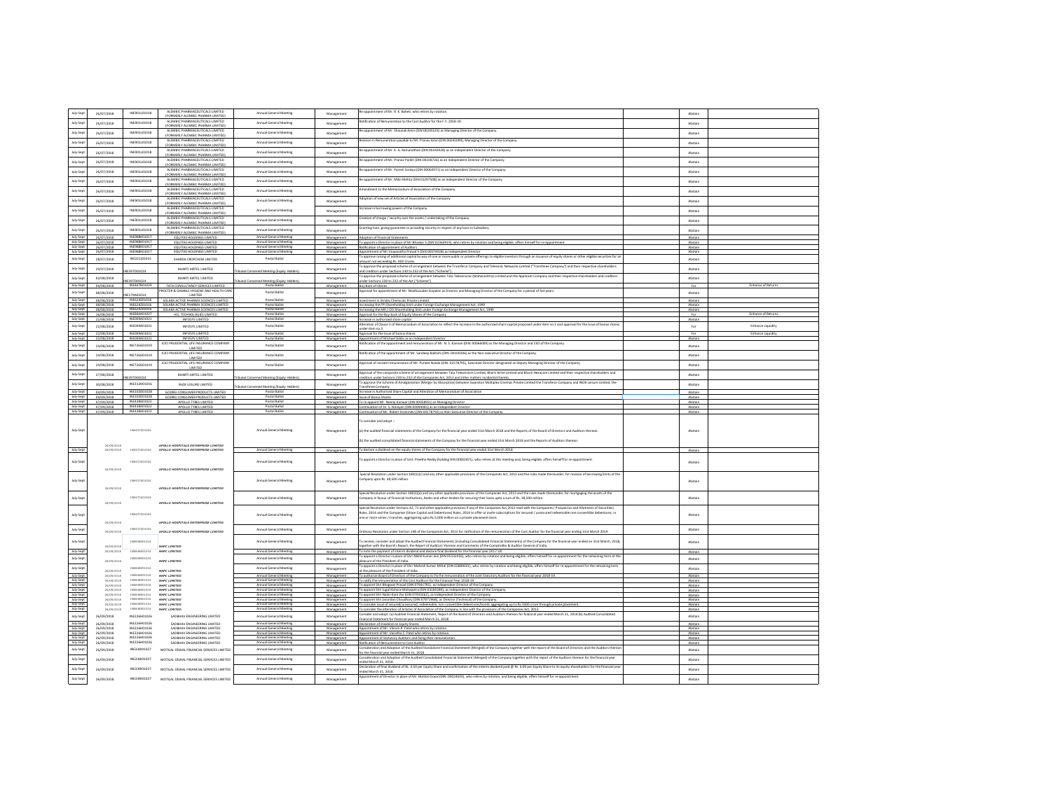| July-Sept | 26/07/2018 | INE901L01018 | ALEMBIC PHARMACEUTICALS LIMITED (FORMERLY ALEMBIC PHARMA LIMITED) | Annual General Meeting | Management | Re-appointment of Mr. R. K. Baheti, who retires by rotation. | | Abstain | |
|---|---|---|---|---|---|---|---|---|---|
| July-Sept | 26/07/2018 | INE901L01018 | ALEMBIC PHARMACEUTICALS LIMITED (FORMERLY ALEMBIC PHARMA LIMITED) | Annual General Meeting | Management | Ratification of Remuneration to the Cost Auditor for the F.Y. 2018-19. | | Abstain | |
| July-Sept | 26/07/2018 | INE901L01018 | ALEMBIC PHARMACEUTICALS LIMITED (FORMERLY ALEMBIC PHARMA LIMITED) | Annual General Meeting | Management | Re-appointment of Mr. Shaunak Amin (DIN 00245523) as Managing Director of the Company. | | Abstain | |
| July-Sept | 26/07/2018 | INE901L01018 | ALEMBIC PHARMACEUTICALS LIMITED (FORMERLY ALEMBIC PHARMA LIMITED) | Annual General Meeting | Management | Revision in Remuneration payable to Mr. Pranav Amin (DIN 00245099), Managing Director of the Company. | | Abstain | |
| July-Sept | 26/07/2018 | INE901L01018 | ALEMBIC PHARMACEUTICALS LIMITED (FORMERLY ALEMBIC PHARMA LIMITED) | Annual General Meeting | Management | Re-appointment of Mr. K. G. Ramanathan (DIN 00243928) as an Independent Director of the Company. | | Abstain | |
| July-Sept | 26/07/2018 | INE901L01018 | ALEMBIC PHARMACEUTICALS LIMITED (FORMERLY ALEMBIC PHARMA LIMITED) | Annual General Meeting | Management | Re-appointment of Mr. Pranav Parikh (DIN 00318726) as an Independent Director of the Company. | | Abstain | |
| July-Sept | 26/07/2018 | INE901L01018 | ALEMBIC PHARMACEUTICALS LIMITED (FORMERLY ALEMBIC PHARMA LIMITED) | Annual General Meeting | Management | Re-appointment of Mr. Paresh Saraiya (DIN 00063971) as an Independent Director of the Company. | | Abstain | |
| July-Sept | 26/07/2018 | INE901L01018 | ALEMBIC PHARMACEUTICALS LIMITED (FORMERLY ALEMBIC PHARMA LIMITED) | Annual General Meeting | Management | Re-appointment of Mr. Milin Mehta (DIN 01297508) as an Independent Director of the Company. | | Abstain | |
| July-Sept | 26/07/2018 | INE901L01018 | ALEMBIC PHARMACEUTICALS LIMITED (FORMERLY ALEMBIC PHARMA LIMITED) | Annual General Meeting | Management | Amendment to the Memorandum of Association of the Company. | | Abstain | |
| July-Sept | 26/07/2018 | INE901L01018 | ALEMBIC PHARMACEUTICALS LIMITED (FORMERLY ALEMBIC PHARMA LIMITED) | Annual General Meeting | Management | Adoption of new set of Articles of Association of the Company. | | Abstain | |
| July-Sept | 26/07/2018 | INE901L01018 | ALEMBIC PHARMACEUTICALS LIMITED (FORMERLY ALEMBIC PHARMA LIMITED) | Annual General Meeting | Management | Increase in borrowing powers of the Company. | | Abstain | |
| July-Sept | 26/07/2018 | INE901L01018 | ALEMBIC PHARMACEUTICALS LIMITED (FORMERLY ALEMBIC PHARMA LIMITED) | Annual General Meeting | Management | Creation of charge / security over the assets / undertaking of the Company. | | Abstain | |
| July-Sept | 26/07/2018 | INE901L01018 | ALEMBIC PHARMACEUTICALS LIMITED (FORMERLY ALEMBIC PHARMA LIMITED) | Annual General Meeting | Management | Granting loans, giving guarantee or providing security in respect of any loan to Subsidiary. | | Abstain | |
| July-Sept | 26/07/2018 | INE988K01017 | EQUITAS HOLDINGS LIMITED | Annual General Meeting | Management | Adoption of Financial Statements | | Abstain | |
| July-Sept | 26/07/2018 | INE988K01017 | EQUITAS HOLDINGS LIMITED | Annual General Meeting | Management | To appoint a Director in place of Mr Bhaskar S (DIN 02360919), who retires by rotation and being eligible, offers himself for re-appointment | | Abstain | |
| July-Sept | 26/07/2018 | INE988K01017 | EQUITAS HOLDINGS LIMITED | Annual General Meeting | Management | Ratification of appointment of Auditors | | Abstain | |
| July-Sept | 26/07/2018 | INE988K01017 | EQUITAS HOLDINGS LIMITED | Annual General Meeting | Management | Appointment of Mr Viswanatha Prasad S (DIN 00574928) as Independent Director | | Abstain | |
| July-Sept | 28/07/2018 | INE221J01015 | SHARDA CROPCHEM LIMITED | Postal Ballot | Management | To approve raising of additional capital by way of one or more public or private offerings to eligible investors through an issuance of equity shares or other eligible securities for an amount not exceeding Rs. 400 Crores. | | Abstain | |
| July-Sept | 29/07/2018 | INE397D01024 | BHARTI AIRTEL LIMITED | Tribunal Convened Meeting (Equity Holders) | Management | To approve the proposed scheme of arrangement between the Transferor Company and Telesonic Networks Limited ("Transferee Company") and their respective shareholders and creditors under Sections 230 to 232 of the Act ("Scheme") | | Abstain | |
| July-Sept | 02/08/2018 | INE397D01024 | BHARTI AIRTEL LIMITED | Tribunal Convened Meeting (Equity Holders) | Management | To approve the proposed scheme of arrangement between Tata Teleservices (Maharashtra) Limited and the Applicant Company and their respective shareholders and creditors under Sections 230 to 232 of the Act ("Scheme") | | Abstain | |
| July-Sept | 04/08/2018 | INE467B01029 | TATA CONSULTANCY SERVICES LIMITED | Postal Ballot | Management | Buy Back of Shares | | For | Enhance of Returns |
| July-Sept | 04/08/2018 | INE179A01014 | PROCTER & GAMBLE HYGIENE AND HEALTH CARE LIMITED | Postal Ballot | Management | Approval for appointment of Mr. Madhusudan Gopalan as Director and Managing Director of the Company for a period of five years. | | Abstain | |
| July-Sept | 08/08/2018 | INE624Z01016 | SOLARA ACTIVE PHARMA SCIENCES LIMITED | Postal Ballot | Management | Investment in Strides Chemicals Private Limited | | Abstain | |
| July-Sept | 08/08/2018 | INE624Z01016 | SOLARA ACTIVE PHARMA SCIENCES LIMITED | Postal Ballot | Management | Increasing the FPI Shareholding limit under Foreign Exchange Management Act, 1999 | | Abstain | |
| July-Sept | 08/08/2018 | INE624Z01016 | SOLARA ACTIVE PHARMA SCIENCES LIMITED | Postal Ballot | Management | Increasing the NRI / OCI Shareholding limit under Foreign Exchange Management Act, 1999 | | Abstain | |
| July-Sept | 16/08/2018 | INE860A01027 | HCL TECHNOLOGIES LIMITED | Postal Ballot | Management | Approval for the Buy-back of Equity Shares of the Company | | For | Enhance of Returns |
| July-Sept | 22/08/2018 | INE009A01021 | INFOSYS LIMITED | Postal Ballot | Management | Increase in authorized share capital | | Abstain | |
| July-Sept | 22/08/2018 | INE009A01021 | INFOSYS LIMITED | Postal Ballot | Management | Alteration of Clause V of Memorandum of Association to reflect the increase in the authorized share capital proposed under item no.1 and approval for the issue of bonus shares under item no.3 | | For | Enhance Liquidity |
| July-Sept | 22/08/2018 | INE009A01021 | INFOSYS LIMITED | Postal Ballot | Management | Approval for the issue of bonus shares | | For | Enhance Liquidity |
| July-Sept | 22/08/2018 | INE009A01021 | INFOSYS LIMITED | Postal Ballot | Management | Appointment of Michael Gibbs as an Independent Director | | Abstain | |
| July-Sept | 24/08/2018 | INE726G01019 | ICICI PRUDENTIAL LIFE INSURANCE COMPANY LIMITED | Postal Ballot | Management | Ratification of the appointment and remuneration of Mr. N. S. Kannan (DIN: 00066009) as the Managing Director and CEO of the Company. | | Abstain | |
| July-Sept | 24/08/2018 | INE726G01019 | ICICI PRUDENTIAL LIFE INSURANCE COMPANY LIMITED | Postal Ballot | Management | Ratification of the appointment of Mr. Sandeep Bakhshi (DIN: 00109206) as the Non-executive Director of the Company. | | Abstain | |
| July-Sept | 24/08/2018 | INE726G01019 | ICICI PRUDENTIAL LIFE INSURANCE COMPANY LIMITED | Postal Ballot | Management | Approval of revised remuneration of Mr. Puneet Nanda (DIN: 02578795), Executive Director designated as Deputy Managing Director of the Company. | | Abstain | |
| July-Sept | 27/08/2018 | INE397D01024 | BHARTI AIRTEL LIMITED | Tribunal Convened Meeting (Equity Holders) | Management | Approval of the composite scheme of arrangement between Tata Teleservices Limited, Bharti Airtel Limited and Bharti Hexacom Limited and their respective shareholders and creditors under Sections 230 to 232 of the Companies Act, 2013 and other matters incidental thereto. | | Abstain | |
| July-Sept | 30/08/2018 | INE512A01016 | INOX LEISURE LIMITED | Tribunal Convened Meeting (Equity Holders) | Management | To approve the Scheme of Amalgamation (Merger by Absorption) between Swanston Multiplex Cinemas Private Limited the Transferor Company and INOX Leisure Limited, the Transferee Company | | Abstain | |
| July-Sept | 04/09/2018 | INE102D01028 | GODREJ CONSUMER PRODUCTS LIMITED | Postal Ballot | Management | Increase in Authorised Share Capital and Alteration of Memorandum of Association | | Abstain | |
| July-Sept | 04/09/2018 | INE102D01028 | GODREJ CONSUMER PRODUCTS LIMITED | Postal Ballot | Management | Issue of Bonus Shares | | Abstain | |
| July-Sept | 07/09/2018 | INE438A01022 | APOLLO TYRES LIMITED | Postal Ballot | Management | To re-appoint Mr. Neeraj Kanwar (DIN 00058951) as Managing Director | | Abstain | |
| July-Sept | 07/09/2018 | INE438A01022 | APOLLO TYRES LIMITED | Postal Ballot | Management | Continuation of Dr. S. Narayan (DIN 00094081) as an Independent Director | | Abstain | |
| July-Sept | 07/09/2018 | INE438A01022 | APOLLO TYRES LIMITED | Postal Ballot | Management | Continuation of Mr. Robert Steinmetz (DIN 00178792) as Non-Executive Director of the Company | | Abstain | |
| July-Sept | 28/09/2018 | INE437A01024 | APOLLO HOSPITALS ENTERPRISE LIMITED | Annual General Meeting | Management | To consider and adopt :- (a) the audited financial statements of the Company for the financial year ended 31st March 2018 and the Reports of the Board of Directors and Auditors thereon. (b) the audited consolidated financial statements of the Company for the financial year ended 31st March 2018 and the Reports of Auditors thereon. | | Abstain | |
| July-Sept | 28/09/2018 | INE437A01024 | APOLLO HOSPITALS ENTERPRISE LIMITED | Annual General Meeting | Management | To declare a dividend on the equity shares of the Company for the financial year ended 31st March 2018. | | Abstain | |
| July-Sept | 28/09/2018 | INE437A01024 | APOLLO HOSPITALS ENTERPRISE LIMITED | Annual General Meeting | Management | To appoint a Director in place of Smt. Preetha Reddy (holding DIN 00001871), who retires at this meeting and, being eligible, offers herself for re-appointment. | | Abstain | |
| July-Sept | 28/09/2018 | INE437A01024 | APOLLO HOSPITALS ENTERPRISE LIMITED | Annual General Meeting | Management | Special Resolution under Section 180(1)(c) and any other applicable provisions of the Companies Act, 2013 and the rules made thereunder, for revision of borrowing limits of the Company upto Rs. 38,500 million. | | Abstain | |
| July-Sept | 28/09/2018 | INE437A01024 | APOLLO HOSPITALS ENTERPRISE LIMITED | Annual General Meeting | Management | Special Resolution under Section 180(1)(a) and any other applicable provisions of the Companies Act, 2013 and the rules made thereunder, for mortgaging the assets of the Company in favour of Financial Institutions, Banks and other lenders for securing their loans upto a sum of Rs. 38,500 million. | | Abstain | |
| July-Sept | 28/09/2018 | INE437A01024 | APOLLO HOSPITALS ENTERPRISE LIMITED | Annual General Meeting | Management | Special Resolution under Sections 42, 71 and other applicable provisions if any of the Companies Act,2013 read with the Companies ( Prospectus and Allotment of Securities) Rules, 2014 and the Companies (Share Capital and Debentures) Rules, 2014 to offer or invite subscriptions for secured / unsecured redeemable non-convertible debentures, in one or more series / tranches, aggregating upto Rs.5,000 million on a private placement basis. | | Abstain | |
| July-Sept | 28/09/2018 | INE437A01024 | APOLLO HOSPITALS ENTERPRISE LIMITED | Annual General Meeting | Management | Ordinary Resolution under Section 148 of the Companies Act, 2013 for ratification of the remuneration of the Cost Auditor for the financial year ending 31st March 2019. | | Abstain | |
| July-Sept | 28/09/2018 | INE848E01016 | NHPC LIMITED | Annual General Meeting | Management | To receive, consider and adopt the Audited Financial Statements (including Consolidated Financial Statements) of the Company for the financial year ended on 31st March, 2018, together with the Board's Report, the Report of Auditors' thereon and Comments of the Comptroller & Auditor General of India. | | Abstain | |
| July-Sept | 28/09/2018 | INE848E01016 | NHPC LIMITED | Annual General Meeting | Management | To note the payment of interim dividend and declare final dividend for the financial year 2017-18. | | Abstain | |
| July-Sept | 28/09/2018 | INE848E01016 | NHPC LIMITED | Annual General Meeting | Management | To appoint a Director in place of Shri Nikhil Kumar Jain (DIN 05332456), who retires by rotation and being eligible, offers himself for re-appointment for the remaining term at the pleasure of the President of India. | | Abstain | |
| July-Sept | 28/09/2018 | INE848E01016 | NHPC LIMITED | Annual General Meeting | Management | To appoint a Director in place of Shri Mahesh Kumar Mittal (DIN 02889021), who retires by rotation and being eligible, offers himself for re-appointment for the remaining term at the pleasure of the President of India. | | Abstain | |
| July-Sept | 28/09/2018 | INE848E01016 | NHPC LIMITED | Annual General Meeting | Management | To authorize Board of Directors of the Company to fix the remuneration of the Joint Statutory Auditors for the financial year 2018-19. | | Abstain | |
| July-Sept | 28/09/2018 | INE848E01016 | NHPC LIMITED | Annual General Meeting | Management | To ratify the remuneration of the Cost Auditors for the Financial Year 2018-19. | | Abstain | |
| July-Sept | 28/09/2018 | INE848E01016 | NHPC LIMITED | Annual General Meeting | Management | To appoint Shri Bhagwat Prasad (DIN 07941791), as Independent Director of the Company. | | Abstain | |
| July-Sept | 28/09/2018 | INE848E01016 | NHPC LIMITED | Annual General Meeting | Management | To appoint Shri Jugal Kishore Mohapatra (DIN 03190289), as Independent Director of the Company. | | Abstain | |
| July-Sept | 28/09/2018 | INE848E01016 | NHPC LIMITED | Annual General Meeting | Management | To appoint Shri Nokin Kant Jha (DIN 07946267), as Independent Director of the Company. | | Abstain | |
| July-Sept | 28/09/2018 | INE848E01016 | NHPC LIMITED | Annual General Meeting | Management | To appoint Shri Janardan Choudhary (DIN 07871968), as Director (Technical) of the Company. | | Abstain | |
| July-Sept | 28/09/2018 | INE848E01016 | NHPC LIMITED | Annual General Meeting | Management | To consider issue of secured/unsecured, redeemable, non-convertible debentures/bonds aggregating up to Rs.3000 crore through private placement. | | Abstain | |
| July-Sept | 28/09/2018 | INE848E01016 | NHPC LIMITED | Annual General Meeting | Management | To consider the alteration of Articles of Association of the Company in line with the provisions of the Companies Act, 2013. | | Abstain | |
| July-Sept | 26/09/2018 | INE226H01026 | SADBHAV ENGINEERING LIMITED | Annual General Meeting | Management | Consider and adopt: (a) Audited Financial Statement, Report of the Board of Directors and Auditors thereon for financial year ended March 31, 2018 (b) Audited Consolidated Financial Statement for financial year ended March 31, 2018 | | Abstain | |
| July-Sept | 26/09/2018 | INE226H01026 | SADBHAV ENGINEERING LIMITED | Annual General Meeting | Management | Declaration of Dividend on Equity Shares | | Abstain | |
| July-Sept | 26/09/2018 | INE226H01026 | SADBHAV ENGINEERING LIMITED | Annual General Meeting | Management | Appointment of Mr. Vikram R. Patel who retires by rotation | | Abstain | |
| July-Sept | 26/09/2018 | INE226H01026 | SADBHAV ENGINEERING LIMITED | Annual General Meeting | Management | Appointment of Mr. Vasistha C. Patel who retires by rotation. | | Abstain | |
| July-Sept | 26/09/2018 | INE226H01026 | SADBHAV ENGINEERING LIMITED | Annual General Meeting | Management | Appointment of Statutory Auditors and fixing their remuneration. | | Abstain | |
| July-Sept | 26/09/2018 | INE226H01026 | SADBHAV ENGINEERING LIMITED | Annual General Meeting | Management | Ratification of Remuneration to Cost Auditor. | | Abstain | |
| July-Sept | 26/09/2018 | INE338I01027 | MOTILAL OSWAL FINANCIAL SERVICES LIMITED | Annual General Meeting | Management | Consideration and Adoption of the Audited Standalone Financial Statement (Merged) of the Company together with the report of the Board of Directors and the Auditors thereon for the financial year ended March 31, 2018. | | Abstain | |
| July-Sept | 26/09/2018 | INE338I01027 | MOTILAL OSWAL FINANCIAL SERVICES LIMITED | Annual General Meeting | Management | Consideration and Adoption of the Audited Consolidated Financial Statement (Merged) of the Company together with the report of the Auditors thereon for the financial year ended March 31, 2018. | | Abstain | |
| July-Sept | 26/09/2018 | INE338I01027 | MOTILAL OSWAL FINANCIAL SERVICES LIMITED | Annual General Meeting | Management | Declaration of final dividend of Rs. 4.50 per Equity Share and confirmation of the interim dividend paid @ Rs. 4.00 per Equity Share to its equity shareholders for the financial year ended March 31, 2018. | | Abstain | |
| July-Sept | 26/09/2018 | INE338I01027 | MOTILAL OSWAL FINANCIAL SERVICES LIMITED | Annual General Meeting | Management | Appointment of Director in place of Mr. Motilal Oswal (DIN: 00024503), who retires by rotation, and being eligible, offers himself for re-appointment. | | Abstain | |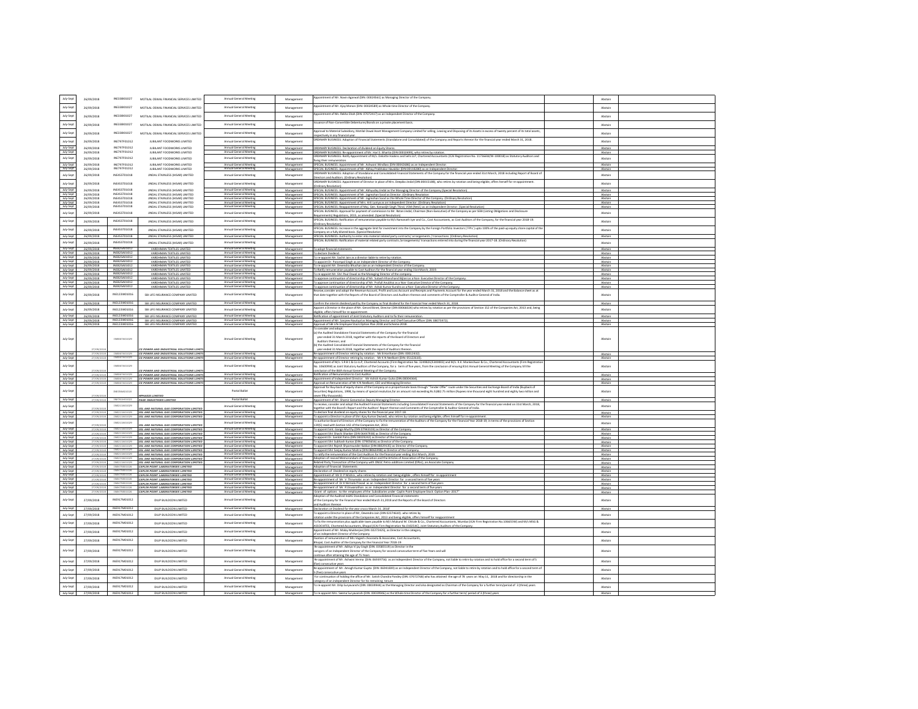| July-Sept | 26/09/2018 | INE338I01027 | MOTILAL OSWAL FINANCIAL SERVICES LIMITED | Annual General Meeting | Management | Appointment of Mr. Navin Agarwal (DIN: 00024561) as Managing Director of the Company. | Abstain |
|---|---|---|---|---|---|---|---|
| July-Sept | 26/09/2018 | INE338I01027 | MOTILAL OSWAL FINANCIAL SERVICES LIMITED | Annual General Meeting | Management | Appointment of Mr. Ajay Menon (DIN: 00024589) as Whole-time Director of the Company. | Abstain |
| July-Sept | 26/09/2018 | INE338I01027 | MOTILAL OSWAL FINANCIAL SERVICES LIMITED | Annual General Meeting | Management | Appointment of Ms. Rekha Shah (DIN: 07072417) as an Independent Director of the Company. | Abstain |
| July-Sept | 26/09/2018 | INE338I01027 | MOTILAL OSWAL FINANCIAL SERVICES LIMITED | Annual General Meeting | Management | Issuance of Non-Convertible Debentures/Bonds on a private placement basis. | Abstain |
| July-Sept | 26/09/2018 | INE338I01027 | MOTILAL OSWAL FINANCIAL SERVICES LIMITED | Annual General Meeting | Management | Approval to Material Subsidiary, Motilal Oswal Asset Management Company Limited for selling, Leasing and Disposing of its Assets in excess of twenty percent of its total assets, respectively in any financial year. | Abstain |
| July-Sept | 26/09/2018 | INE797F01012 | JUBILANT FOODWORKS LIMITED | Annual General Meeting | Management | ORDINARY BUSINESS: Adoption of Financial Statements (Standalone and Consolidated) of the Company and Reports thereon for the financial year ended March 31, 2018. | Abstain |
| July-Sept | 26/09/2018 | INE797F01012 | JUBILANT FOODWORKS LIMITED | Annual General Meeting | Management | ORDINARY BUSINESS: Declaration of dividend on Equity Shares | Abstain |
| July-Sept | 26/09/2018 | INE797F01012 | JUBILANT FOODWORKS LIMITED | Annual General Meeting | Management | ORDINARY BUSINESS: Re-appointment of Mr. Hari S. Bhartia (DIN 00010499), who retires by rotation. | Abstain |
| July-Sept | 26/09/2018 | INE797F01012 | JUBILANT FOODWORKS LIMITED | Annual General Meeting | Management | ORDINARY BUSINESS: Ratify Appointment of M/s. Deloitte Haskins and Sells LLP, Chartered Accountants (ICAI Registration No. 117366W/W-100018) as Statutory Auditors and fixing their remuneration. | Abstain |
| July-Sept | 26/09/2018 | INE797F01012 | JUBILANT FOODWORKS LIMITED | Annual General Meeting | Management | SPECIAL BUSINESS: Appointment of Mr. Ashwani Windlass (DIN 00042686) as an Independent Director | Abstain |
| July-Sept | 26/09/2018 | INE797F01012 | JUBILANT FOODWORKS LIMITED | Annual General Meeting | Management | SPECIAL BUSINESS: Appointment of Mr. Abhay Prabhakar Havaldar (DIN 00118280) as an Independent Director. | Abstain |
| July-Sept | 26/09/2018 | INE455T01018 | JINDAL STAINLESS (HISAR) LIMITED | Annual General Meeting | Management | ORDINARY BUSINESS: Adoption of Standalone and Consolidated Financial Statements of the Company for the financial year ended 31st March, 2018 including Report of Board of Directors and Auditors. (Ordinary Resolution) | Abstain |
| July-Sept | 26/09/2018 | INE455T01018 | JINDAL STAINLESS (HISAR) LIMITED | Annual General Meeting | Management | ORDINARY BUSINESS: Appointment of Director in place of Mrs. Deepika Jindal (DIN 00015188), who retires by rotation and being eligible, offers herself for re-appointment. (Ordinary Resolution) | Abstain |
| July-Sept | 26/09/2018 | INE455T01018 | JINDAL STAINLESS (HISAR) LIMITED | Annual General Meeting | Management | SPECIAL BUSINESS: Appointment of Mr. Abhyuday Jindal as the Managing Director of the Company. (Special Resolution) | Abstain |
| July-Sept | 26/09/2018 | INE455T01018 | JINDAL STAINLESS (HISAR) LIMITED | Annual General Meeting | Management | SPECIAL BUSINESS: Appointment of Mr. Jagmohan Sood as Director. (Ordinary Resolution) | Abstain |
| July-Sept | 26/09/2018 | INE455T01018 | JINDAL STAINLESS (HISAR) LIMITED | Annual General Meeting | Management | SPECIAL BUSINESS: Appointment of Mr. Jagmohan Sood as the Whole Time Director of the Company. (Ordinary Resolution) | Abstain |
| July-Sept | 26/09/2018 | INE455T01018 | JINDAL STAINLESS (HISAR) LIMITED | Annual General Meeting | Management | SPECIAL BUSINESS: Appointment of Mrs. Arti Luniya as an Independent Director. (Ordinary Resolution) | Abstain |
| July-Sept | 26/09/2018 | INE455T01018 | JINDAL STAINLESS (HISAR) LIMITED | Annual General Meeting | Management | SPECIAL BUSINESS: Reappointment of Maj. Gen. Kanwaljit Singh Thind, VSM (Retd.) as an Independent Director. (Special Resolution) | Abstain |
| July-Sept | 26/09/2018 | INE455T01018 | JINDAL STAINLESS (HISAR) LIMITED | Annual General Meeting | Management | SPECIAL BUSINESS: Approval for payment of commission to Mr. Ratan Jindal, Chairman (Non-Executive) of the Company as per SEBI (Listing Obligations and Disclosure Requirements) Regulations, 2015, as amended. (Special Resolution) | Abstain |
| July-Sept | 26/09/2018 | INE455T01018 | JINDAL STAINLESS (HISAR) LIMITED | Annual General Meeting | Management | SPECIAL BUSINESS: Ratification of remuneration payable to M/s Ramanath Iyer and Co., Cost Accountants, as Cost Auditors of the Company, for the financial year 2018-19. (Ordinary Resolution) | Abstain |
| July-Sept | 26/09/2018 | INE455T01018 | JINDAL STAINLESS (HISAR) LIMITED | Annual General Meeting | Management | SPECIAL BUSINESS: Increase in the aggregate limit for investment into the Company by the Foreign Portfolio Investors ('FPIs') upto 100% of the paid-up equity share capital of the Company on a fully diluted basis. (Special Resolution) | Abstain |
| July-Sept | 26/09/2018 | INE455T01018 | JINDAL STAINLESS (HISAR) LIMITED | Annual General Meeting | Management | SPECIAL BUSINESS: Authority to enter into material related party contracts/ arrangements / transactions. (Ordinary Resolution) | Abstain |
| July-Sept | 26/09/2018 | INE455T01018 | JINDAL STAINLESS (HISAR) LIMITED | Annual General Meeting | Management | SPECIAL BUSINESS: Ratification of material related party contracts /arrangements/ transactions entered into during the financial year 2017-18. (Ordinary Resolution) | Abstain |
| July-Sept | 26/09/2018 | INE825A01012 | VARDHMAN TEXTILES LIMITED | Annual General Meeting | Management | To adopt financial statements. | Abstain |
| July-Sept | 26/09/2018 | INE825A01012 | VARDHMAN TEXTILES LIMITED | Annual General Meeting | Management | To declare Dividend. | Abstain |
| July-Sept | 26/09/2018 | INE825A01012 | VARDHMAN TEXTILES LIMITED | Annual General Meeting | Management | To re-appoint Mr. Sachit Jain as a director liable to retire by rotation. | Abstain |
| July-Sept | 26/09/2018 | INE825A01012 | VARDHMAN TEXTILES LIMITED | Annual General Meeting | Management | To appoint Dr. Parampal Singh as an Independent Director of the Company. | Abstain |
| July-Sept | 26/09/2018 | INE825A01012 | VARDHMAN TEXTILES LIMITED | Annual General Meeting | Management | To re-appoint Mr. Devendra Bhushan Jain as an Independent Director of the Company. | Abstain |
| July-Sept | 26/09/2018 | INE825A01012 | VARDHMAN TEXTILES LIMITED | Annual General Meeting | Management | To Ratify remuneration payable to Cost Auditors for the financial year ending 31st March, 2019. | Abstain |
| July-Sept | 26/09/2018 | INE825A01012 | VARDHMAN TEXTILES LIMITED | Annual General Meeting | Management | To re-appoint Mr. Shri Paul Oswal as the Managing Director of the company. | Abstain |
| July-Sept | 26/09/2018 | INE825A01012 | VARDHMAN TEXTILES LIMITED | Annual General Meeting | Management | To approve continuation of directorship of Mr. Suresh Kharatmal Bijlani as a Non- Executive Director of the Company. | Abstain |
| July-Sept | 26/09/2018 | INE825A01012 | VARDHMAN TEXTILES LIMITED | Annual General Meeting | Management | To approve continuation of directorship of Mr. Prafull Anubhai as a Non- Executive Director of the Company. | Abstain |
| July-Sept | 26/09/2018 | INE825A01012 | VARDHMAN TEXTILES LIMITED | Annual General Meeting | Management | To approve continuation of directorship of Mr. Ashok Kumar Kundra as a Non- Executive Director of the Company. | Abstain |
| July-Sept | 26/09/2018 | INE123W01016 | SBI LIFE INSURANCE COMPANY LIMITED | Annual General Meeting | Management | Receive,consider and adopt the Revenue Account, Profit and Loss Account and Receipts and Payments Account for the year ended March 31, 2018 and the Balance sheet as at that date together with the Reports of the Board of Directors and Auditors thereon and comments of the Comptroller & Auditor General of India. | Abstain |
| July-Sept | 26/09/2018 | INE123W01016 | SBI LIFE INSURANCE COMPANY LIMITED | Annual General Meeting | Management | Confirm the interim dividend paid by the Company as final dividend for the Financial Year ended March 31, 2018. | Abstain |
| July-Sept | 26/09/2018 | INE123W01016 | SBI LIFE INSURANCE COMPANY LIMITED | Annual General Meeting | Management | Appoint a Director in the place of Mr. Gerard Binet, Director (DIN 00066028) who retires by rotation as per the provisions of Section 152 of the Companies Act, 2013 and, being eligible, offers himself for re-appointment. | Abstain |
| July-Sept | 26/09/2018 | INE123W01016 | SBI LIFE INSURANCE COMPANY LIMITED | Annual General Meeting | Management | Ratification of appointment of Joint Statutory Auditors and to fix their remuneration. | Abstain |
| July-Sept | 26/09/2018 | INE123W01016 | SBI LIFE INSURANCE COMPANY LIMITED | Annual General Meeting | Management | Appointment of Mr. Sanjeev Nautiyal as Managing Director and Chief Executive Officer (DIN: 08075972). | Abstain |
| July-Sept | 26/09/2018 | INE123W01016 | SBI LIFE INSURANCE COMPANY LIMITED | Annual General Meeting | Management | Approval of SBI Life Employee Stock Option Plan 2018 and Scheme 2018. | Abstain |
| July-Sept | 27/09/2018 | INE067A01029 | CG POWER AND INDUSTRIAL SOLUTIONS LIMITED | Annual General Meeting | Management | To consider and adopt: (a) the Audited Standalone Financial Statements of the Company for the financial year ended 31 March 2018, together with the reports of the Board of Directors and Auditors thereon; and (b) the Audited Consolidated Financial Statements of the Company for the financial year ended 31 March 2018, together with the report of Auditors thereon. | Abstain |
| July-Sept | 27/09/2018 | INE067A01029 | CG POWER AND INDUSTRIAL SOLUTIONS LIMITED | Annual General Meeting | Management | Re-appointment of Director retiring by rotation - Mr B Hariharan (DIN: 00012432). | Abstain |
| July-Sept | 27/09/2018 | INE067A01029 | CG POWER AND INDUSTRIAL SOLUTIONS LIMITED | Annual General Meeting | Management | Re-appointment of Director retiring by rotation - Mr K N Neelkant (DIN: 05122610). | Abstain |
| July-Sept | 27/09/2018 | INE067A01029 | CG POWER AND INDUSTRIAL SOLUTIONS LIMITED | Annual General Meeting | Management | Appointment of M/s. S R B C & Co.LLP, Chartered Accounts (Firm Registration No. 324982E/E300003) and M/s. K.K. Mankeshwar & Co., Chartered Accountants (Firm Registration No. 106009W) as Joint Statutory Auditors of the Company, for a term of five years, from the conclusion of 81st Annual General Meeting of the Company till the conclusion of the 86th Annual General Meeting of the Company. | Abstain |
| July-Sept | 27/09/2018 | INE067A01029 | CG POWER AND INDUSTRIAL SOLUTIONS LIMITED | Annual General Meeting | Management | Ratification of Remuneration to Cost Auditor. | Abstain |
| July-Sept | 27/09/2018 | INE067A01029 | CG POWER AND INDUSTRIAL SOLUTIONS LIMITED | Annual General Meeting | Management | Appointment of Independent Director - Mr Ashish Kumar Guha (DIN 00004364). | Abstain |
| July-Sept | 27/09/2018 | INE067A01029 | CG POWER AND INDUSTRIAL SOLUTIONS LIMITED | Annual General Meeting | Management | Approval on Remuneration of Mr K N Neelkant, CEO and Managing Director. | Abstain |
| July-Sept | 27/09/2018 | INE858B01029 | INFRASOFT LIMITED | Postal Ballot | Management | Approval for Buy-back of equity shares of the Company on a proportionate basis through "Tender Offer" route under the Securities and Exchange Board of India (Buyback of Securities) Regulations, 1998, by means of special resolution,for an amount not exceeding Rs.9,882.75 million (Rupees nine thousand eight hundred and eighty two million and seven fifty thousands). | Abstain |
| July-Sept | 27/09/2018 | INE763G01038 | PAGE INDUSTRIES LIMITED | Postal Ballot | Management | Appointment of Mr. Shamir Genomal as Deputy Managing Director. | Abstain |
| July-Sept | 27/09/2018 | INE213A01029 | OIL AND NATURAL GAS CORPORATION LIMITED | Annual General Meeting | Management | To receive, consider and adopt the Audited Financial Statements including Consolidated Financial Statements of the Company for the financial year ended on 31st March, 2018, together with the Board's Report and the Auditors' Report thereon and Comments of the Comptroller & Auditor General of India. | Abstain |
| July-Sept | 27/09/2018 | INE213A01029 | OIL AND NATURAL GAS CORPORATION LIMITED | Annual General Meeting | Management | To declare final dividend on equity shares for the financial year 2017-18. | Abstain |
| July-Sept | 27/09/2018 | INE213A01029 | OIL AND NATURAL GAS CORPORATION LIMITED | Annual General Meeting | Management | To appoint a Director in place of Shri Ajay Kumar Dwivedi, who retires by rotation and being eligible, offers himself for re-appointment. | Abstain |
| July-Sept | 27/09/2018 | INE213A01029 | OIL AND NATURAL GAS CORPORATION LIMITED | Annual General Meeting | Management | To authorise Board of Directors of the Company to fix the remuneration of the Auditors of the Company for the Financial Year 2018-19, in terms of the provisions of Section 139(5) read with Section 142 of the Companies Act, 2013. | Abstain |
| July-Sept | 27/09/2018 | INE213A01029 | OIL AND NATURAL GAS CORPORATION LIMITED | Annual General Meeting | Management | To appoint Smt. Ganga Murthy (DIN 07943103) as Director of the Company. | Abstain |
| July-Sept | 27/09/2018 | INE213A01029 | OIL AND NATURAL GAS CORPORATION LIMITED | Annual General Meeting | Management | To appoint Shri Shashi Shanker (DIN 06447938) as Director of the Company. | Abstain |
| July-Sept | 27/09/2018 | INE213A01029 | OIL AND NATURAL GAS CORPORATION LIMITED | Annual General Meeting | Management | To appoint Dr. Sambit Patra (DIN 03029242) as Director of the Company. | Abstain |
| July-Sept | 27/09/2018 | INE213A01029 | OIL AND NATURAL GAS CORPORATION LIMITED | Annual General Meeting | Management | To appoint Shri Subhash Kumar (DIN- 07905656) as Director of the Company. | Abstain |
| July-Sept | 27/09/2018 | INE213A01029 | OIL AND NATURAL GAS CORPORATION LIMITED | Annual General Meeting | Management | To appoint Shri Rajesh Shyamsunder Kakkar (DIN 08029135) as Director of the Company. | Abstain |
| July-Sept | 27/09/2018 | INE213A01029 | OIL AND NATURAL GAS CORPORATION LIMITED | Annual General Meeting | Management | To appoint Shri Sanjay Kumar Moitra (DIN 08065998) as Director of the Company. | Abstain |
| July-Sept | 27/09/2018 | INE213A01029 | OIL AND NATURAL GAS CORPORATION LIMITED | Annual General Meeting | Management | To ratify the remuneration of the Cost Auditors for the financial year ending 31st March, 2019. | Abstain |
| July-Sept | 27/09/2018 | INE213A01029 | OIL AND NATURAL GAS CORPORATION LIMITED | Annual General Meeting | Management | Adoption of revised Memorandum of Association and the Articles of Association of the Company. | Abstain |
| July-Sept | 27/09/2018 | INE213A01029 | OIL AND NATURAL GAS CORPORATION LIMITED | Annual General Meeting | Management | Related Party Transaction of the Company with ONGC Petro-additions Limited (OPaL), an Associate Company. | Abstain |
| July-Sept | 27/09/2018 | INE475E01026 | CAPLIN POINT LABORATORIES LIMITED | Annual General Meeting | Management | Adoption of Financial Statements | Abstain |
| July-Sept | 27/09/2018 | INE475E01026 | CAPLIN POINT LABORATORIES LIMITED | Annual General Meeting | Management | Declaration of Dividend on equity shares | Abstain |
| July-Sept | 27/09/2018 | INE475E01026 | CAPLIN POINT LABORATORIES LIMITED | Annual General Meeting | Management | Appointment of Mr. D. P. Mishra, who retires by rotation and being eligible, offers himself for re-appointment | Abstain |
| July-Sept | 27/09/2018 | INE475E01026 | CAPLIN POINT LABORATORIES LIMITED | Annual General Meeting | Management | Re-appointment of Mr. V. Thirumalai as an Independent Director for a second term of five years | Abstain |
| July-Sept | 27/09/2018 | INE475E01026 | CAPLIN POINT LABORATORIES LIMITED | Annual General Meeting | Management | Re-appointment of Dr. K Ramesh Prasad as an Independent Director for a second term of five years | Abstain |
| July-Sept | 27/09/2018 | INE475E01026 | CAPLIN POINT LABORATORIES LIMITED | Annual General Meeting | Management | Re-appointment of Mr. R Viswanathan as an Independent Director for a second term of five years | Abstain |
| July-Sept | 27/09/2018 | INE475E01026 | CAPLIN POINT LABORATORIES LIMITED | Annual General Meeting | Management | Grant of options to the employees of the Subsidiaries under Caplin Point Employee Stock Option Plan -2017 | Abstain |
| July-Sept | 27/09/2018 | INE917M01012 | DILIP BUILDCON LIMITED | Annual General Meeting | Management | Adoption of the Audited both Standalone and Consolidated financial statements of the Company for the Financial Year ended March 31,2018 and the Reports of the Board of Directors and Auditors thereon | Abstain |
| July-Sept | 27/09/2018 | INE917M01012 | DILIP BUILDCON LIMITED | Annual General Meeting | Management | Declaration of Dividend for the year ended March 31, 2018 | Abstain |
| July-Sept | 27/09/2018 | INE917M01012 | DILIP BUILDCON LIMITED | Annual General Meeting | Management | To appoint a Director in place of Mr. Devendra Jain (DIN 02374610), who retires by rotation under the provisions of the Companies Act, 2013 and being eligible, offers himself for reappointment | Abstain |
| July-Sept | 27/09/2018 | INE917M01012 | DILIP BUILDCON LIMITED | Annual General Meeting | Management | To fix the remuneration plus applicable taxes payable to M/s Mukund M. Chitale & Co., Chartered Accountants, Mumbai (ICAI Firm Registration No.106655W) and M/s MSG & ASSOCIATES, Chartered Accountants, Bhopal (ICAI Firm Registration No.010254C), Joint Statutory Auditors of the Company. | Abstain |
| July-Sept | 27/09/2018 | INE917M01012 | DILIP BUILDCON LIMITED | Annual General Meeting | Management | Appointment of Mr. Malay Mukherjee (DIN: 02272425), as Director in the category of an Independent Director of the Company | Abstain |
| July-Sept | 27/09/2018 | INE917M01012 | DILIP BUILDCON LIMITED | Annual General Meeting | Management | Fixation of remuneration of M/s Yogesh Chourasia & Associates, Cost Accountants, Bhopal, Cost Auditor of the Company for the Financial Year 2018-19. | Abstain |
| July-Sept | 27/09/2018 | INE917M01012 | DILIP BUILDCON LIMITED | Annual General Meeting | Management | Re-appointment of Mr. Aditya Vijay Singh (DIN: 03585519) as Director in the category of an Independent Director of the Company for second consecutive term of five Years and will continue after attaining the age of 75 Years | Abstain |
| July-Sept | 27/09/2018 | INE917M01012 | DILIP BUILDCON LIMITED | Annual General Meeting | Management | Re-appointment of Mr. Ashwini Verma (DIN: 06939756) as an Independent Director of the Company, not liable to retire by rotation and to hold office for a second term of 5 (five) consecutive years | Abstain |
| July-Sept | 27/09/2018 | INE917M01012 | DILIP BUILDCON LIMITED | Annual General Meeting | Management | Re-appointment of Mr. Amogh Kumar Gupta (DIN: 06941839) as an Independent Director of the Company, not liable to retire by rotation and to hold office for a second term of 5 (five) consecutive years | Abstain |
| July-Sept | 27/09/2018 | INE917M01012 | DILIP BUILDCON LIMITED | Annual General Meeting | Management | For continuation of holding the office of Mr. Satish Chandra Pandey (DIN: 07072768) who has attained the age of 76 years on May 11, 2018 and for directorship in the category of an Independent Director for his remaining tenure | Abstain |
| July-Sept | 27/09/2018 | INE917M01012 | DILIP BUILDCON LIMITED | Annual General Meeting | Management | To re-appoint Mr. Dilip Suryavanshi (DIN: 00039944) as the Managing Director and also designated as Chairman of the Company for a further term/period of 3 (three) years | Abstain |
| July-Sept | 27/09/2018 | INE917M01012 | DILIP BUILDCON LIMITED | Annual General Meeting | Management | To re-appoint Mrs. Seema Suryavanshi (DIN: 00039946) as the Whole-time Director of the Company for a further term/ period of 3 (three) years | Abstain |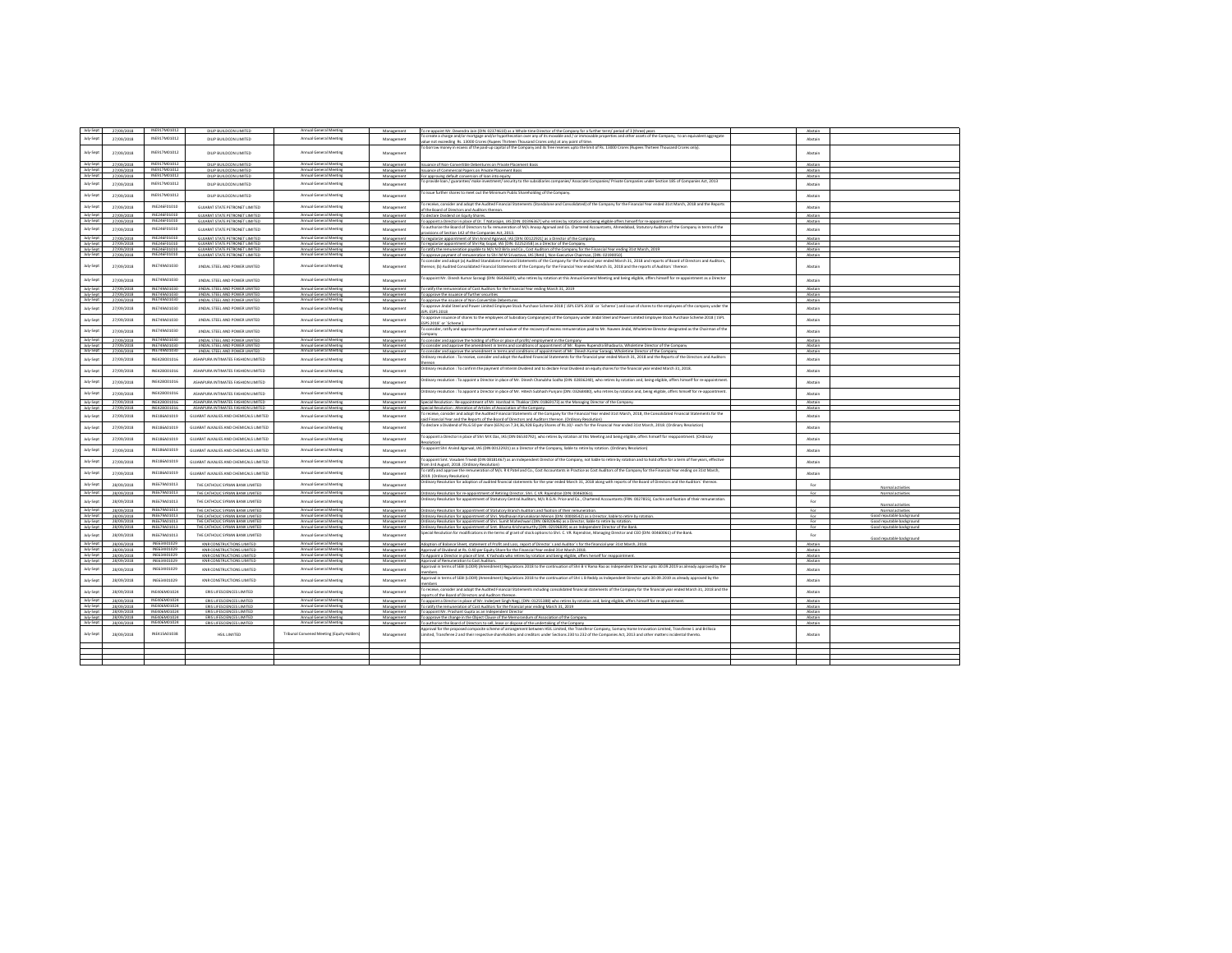| | | | | | | | | | |
|---|---|---|---|---|---|---|---|---|---|
| July-Sept | 27/09/2018 | INE917M01012 | DILIP BUILDCON LIMITED | Annual General Meeting | Management | To re-appoint Mr. Devendra Jain (DIN: 02374610) as a Whole-time Director of the Company for a further term/ period of 3 (three) years | | Abstain | |
| July-Sept | 27/09/2018 | INE917M01012 | DILIP BUILDCON LIMITED | Annual General Meeting | Management | To create a charge and/or mortgage and/or hypothecation over any of its movable and / or immovable properties and other assets of the Company, to an equivalent aggregate value not exceeding Rs. 13000 Crores (Rupees Thirteen Thousand Crores only) at any point of time. | | Abstain | |
| July-Sept | 27/09/2018 | INE917M01012 | DILIP BUILDCON LIMITED | Annual General Meeting | Management | To borrow money in excess of the paid-up capital of the company and its free reserves upto the limit of Rs. 13000 Crores (Rupees Thirteen Thousand Crores only). | | Abstain | |
| July-Sept | 27/09/2018 | INE917M01012 | DILIP BUILDCON LIMITED | Annual General Meeting | Management | Issuance of Non-Convertible Debentures on Private Placement Basis | | Abstain | |
| July-Sept | 27/09/2018 | INE917M01012 | DILIP BUILDCON LIMITED | Annual General Meeting | Management | Issuance of Commercial Papers on Private Placement Basis | | Abstain | |
| July-Sept | 27/09/2018 | INE917M01012 | DILIP BUILDCON LIMITED | Annual General Meeting | Management | For approving default conversion of loan into equity | | Abstain | |
| July-Sept | 27/09/2018 | INE917M01012 | DILIP BUILDCON LIMITED | Annual General Meeting | Management | To provide loan / guarantee/ make investment/ security to the subsidiaries companies/ Associate Companies/ Private Companies under Section 185 of Companies Act, 2013 | | Abstain | |
| July-Sept | 27/09/2018 | INE917M01012 | DILIP BUILDCON LIMITED | Annual General Meeting | Management | To issue further shares to meet out the Minimum Public Shareholding of the Company. | | Abstain | |
| July-Sept | 27/09/2018 | INE246F01010 | GUJARAT STATE PETRONET LIMITED | Annual General Meeting | Management | To receive, consider and adopt the Audited Financial Statements (Standalone and Consolidated) of the Company for the Financial Year ended 31st March, 2018 and the Reports of the Board of Directors and Auditors thereon. | | Abstain | |
| July-Sept | 27/09/2018 | INE246F01010 | GUJARAT STATE PETRONET LIMITED | Annual General Meeting | Management | To declare Dividend on Equity Shares. | | Abstain | |
| July-Sept | 27/09/2018 | INE246F01010 | GUJARAT STATE PETRONET LIMITED | Annual General Meeting | Management | To appoint a Director in place of Dr. T Natarajan, IAS [DIN: 00396367] who retires by rotation and being eligible offers himself for re-appointment. | | Abstain | |
| July-Sept | 27/09/2018 | INE246F01010 | GUJARAT STATE PETRONET LIMITED | Annual General Meeting | Management | To authorize the Board of Directors to fix remuneration of M/s Anoop Agarwal and Co. Chartered Accountants, Ahmedabad, Statutory Auditors of the Company in terms of the provisions of Section 142 of the Companies Act, 2013. | | Abstain | |
| July-Sept | 27/09/2018 | INE246F01010 | GUJARAT STATE PETRONET LIMITED | Annual General Meeting | Management | To regularize appointment of Shri Arvind Agarwal, IAS [DIN: 00122921] as a Director of the Company. | | Abstain | |
| July-Sept | 27/09/2018 | INE246F01010 | GUJARAT STATE PETRONET LIMITED | Annual General Meeting | Management | To regularize appointment of Shri Raj Gopal, IAS [DIN: 02252358] as a Director of the Company. | | Abstain | |
| July-Sept | 27/09/2018 | INE246F01010 | GUJARAT STATE PETRONET LIMITED | Annual General Meeting | Management | To ratify the remuneration payable to M/s N D Birla and Co., Cost Auditors of the Company for the Financial Year ending 31st March, 2019 | | Abstain | |
| July-Sept | 27/09/2018 | INE246F01010 | GUJARAT STATE PETRONET LIMITED | Annual General Meeting | Management | To approve payment of remuneration to Shri M M Srivastava, IAS (Retd.), Non-Executive Chairman, [DIN: 02190050] | | Abstain | |
| July-Sept | 27/09/2018 | INE749A01030 | JINDAL STEEL AND POWER LIMITED | Annual General Meeting | Management | To consider and adopt (a) Audited Standalone Financial Statements of the Company for the financial year ended March 31, 2018 and reports of Board of Directors and Auditors thereon; (b) Audited Consolidated Financial Statements of the Company for the Financial Year ended March 31, 2018 and the reports of Auditors' thereon | | Abstain | |
| July-Sept | 27/09/2018 | INE749A01030 | JINDAL STEEL AND POWER LIMITED | Annual General Meeting | Management | To appoint Mr. Dinesh Kumar Saraogi (DIN: 06426609), who retires by rotation at this Annual General Meeting and being eligible, offers himself for re-appointment as a Director | | Abstain | |
| July-Sept | 27/09/2018 | INE749A01030 | JINDAL STEEL AND POWER LIMITED | Annual General Meeting | Management | To ratify the remuneration of Cost Auditors for the Financial Year ending March 31, 2019 | | Abstain | |
| July-Sept | 27/09/2018 | INE749A01030 | JINDAL STEEL AND POWER LIMITED | Annual General Meeting | Management | To approve the issuance of further securities | | Abstain | |
| July-Sept | 27/09/2018 | INE749A01030 | JINDAL STEEL AND POWER LIMITED | Annual General Meeting | Management | To approve the issuance of Non-Convertible Debentures | | Abstain | |
| July-Sept | 27/09/2018 | INE749A01030 | JINDAL STEEL AND POWER LIMITED | Annual General Meeting | Management | To approve Jindal Steel and Power Limited Employee Stock Purchase Scheme 2018 ('JSPL ESPS 2018' or 'Scheme') and issue of shares to the employees of the company under the JSPL ESPS 2018 | | Abstain | |
| July-Sept | 27/09/2018 | INE749A01030 | JINDAL STEEL AND POWER LIMITED | Annual General Meeting | Management | To approve issuance of shares to the employees of Subsidiary Company(ies) of the Company under Jindal Steel and Power Limited Employee Stock Purchase Scheme 2018 ('JSPL ESPS 2018' or 'Scheme') | | Abstain | |
| July-Sept | 27/09/2018 | INE749A01030 | JINDAL STEEL AND POWER LIMITED | Annual General Meeting | Management | To consider, ratify and approve the payment and waiver of the recovery of excess remuneration paid to Mr. Naveen Jindal, Wholetime Director designated as the Chairman of the Company | | Abstain | |
| July-Sept | 27/09/2018 | INE749A01030 | JINDAL STEEL AND POWER LIMITED | Annual General Meeting | Management | To consider and approve the holding of office or place of profit/ employment in the Company | | Abstain | |
| July-Sept | 27/09/2018 | INE749A01030 | JINDAL STEEL AND POWER LIMITED | Annual General Meeting | Management | To consider and approve the amendment in terms and conditions of appointment of Mr. Rajeev Rupendra Bhadauria, Wholetime Director of the Company | | Abstain | |
| July-Sept | 27/09/2018 | INE749A01030 | JINDAL STEEL AND POWER LIMITED | Annual General Meeting | Management | To consider and approve the amendment in terms and conditions of appointment of Mr. Dinesh Kumar Saraogi, Wholetime Director of the Company | | Abstain | |
| July-Sept | 27/09/2018 | INE428O01016 | ASHAPURA INTIMATES FASHION LIMITED | Annual General Meeting | Management | Ordinary resolution : To receive, consider and adopt the Audited Financial Statements for the financial year ended March 31, 2018 and the Reports of the Directors and Auditors thereon | | Abstain | |
| July-Sept | 27/09/2018 | INE428O01016 | ASHAPURA INTIMATES FASHION LIMITED | Annual General Meeting | Management | Ordinary resolution : To confirm the payment of Interim Dividend and to declare Final Dividend on equity shares for the financial year ended March 31, 2018. | | Abstain | |
| July-Sept | 27/09/2018 | INE428O01016 | ASHAPURA INTIMATES FASHION LIMITED | Annual General Meeting | Management | Ordinary resolution : To appoint a Director in place of Mr. Dinesh Chandulal Sodha (DIN: 02836246), who retires by rotation and, being eligible, offers himself for re-appointment. | | Abstain | |
| July-Sept | 27/09/2018 | INE428O01016 | ASHAPURA INTIMATES FASHION LIMITED | Annual General Meeting | Management | Ordinary resolution : To appoint a Director in place of Mr. Hitesh Subhash Punjani (DIN: 01268400), who retires by rotation and, being eligible, offers himself for re-appointment. | | Abstain | |
| July-Sept | 27/09/2018 | INE428O01016 | ASHAPURA INTIMATES FASHION LIMITED | Annual General Meeting | Management | Special Resolution : Re-appointment of Mr. Harshad H. Thakkar (DIN: 01869173) as the Managing Director of the Company. | | Abstain | |
| July-Sept | 27/09/2018 | INE428O01016 | ASHAPURA INTIMATES FASHION LIMITED | Annual General Meeting | Management | Special Resolution : Alteration of Articles of Association of the Company. | | Abstain | |
| July-Sept | 27/09/2018 | INE186A01019 | GUJARAT ALKALIES AND CHEMICALS LIMITED | Annual General Meeting | Management | To receive, consider and adopt the Audited Financial Statements of the Company for the Financial Year ended 31st March, 2018, the Consolidated Financial Statements for the said Financial Year and the Reports of the Board of Directors and Auditors thereon. (Ordinary Resolution) | | Abstain | |
| July-Sept | 27/09/2018 | INE186A01019 | GUJARAT ALKALIES AND CHEMICALS LIMITED | Annual General Meeting | Management | To declare a Dividend of Rs.6.50 per share (65%) on 7,34,36,928 Equity Shares of Rs.10/- each for the Financial Year ended 31st March, 2018. (Ordinary Resolution) | | Abstain | |
| July-Sept | 27/09/2018 | INE186A01019 | GUJARAT ALKALIES AND CHEMICALS LIMITED | Annual General Meeting | Management | To appoint a Director in place of Shri M K Das, IAS (DIN 06530792), who retires by rotation at this Meeting and being eligible, offers himself for reappointment. (Ordinary Resolution) | | Abstain | |
| July-Sept | 27/09/2018 | INE186A01019 | GUJARAT ALKALIES AND CHEMICALS LIMITED | Annual General Meeting | Management | To appoint Shri Arvind Agarwal, IAS (DIN 00122921) as a Director of the Company, liable to retire by rotation. (Ordinary Resolution) | | Abstain | |
| July-Sept | 27/09/2018 | INE186A01019 | GUJARAT ALKALIES AND CHEMICALS LIMITED | Annual General Meeting | Management | To appoint Smt. Vasudevi Trivedi (DIN 08181467) as an Independent Director of the Company, not liable to retire by rotation and to hold office for a term of five years, effective from 3rd August, 2018. (Ordinary Resolution) | | Abstain | |
| July-Sept | 27/09/2018 | INE186A01019 | GUJARAT ALKALIES AND CHEMICALS LIMITED | Annual General Meeting | Management | To ratify and approve the remuneration of M/s. R K Patel and Co., Cost Accountants in Practice as Cost Auditors of the Company for the Financial Year ending on 31st March, 2019. (Ordinary Resolution) | | Abstain | |
| July-Sept | 28/09/2018 | INE679A01013 | THE CATHOLIC SYRIAN BANK LIMITED | Annual General Meeting | Management | Ordinary Resolution for adoption of audited financial statements for the year ended March 31, 2018 along with reports of the Board of Directors and the Auditors' thereon | | For | Normal activities |
| July-Sept | 28/09/2018 | INE679A01013 | THE CATHOLIC SYRIAN BANK LIMITED | Annual General Meeting | Management | Ordinary Resolution for re-appointment of Retiring Director, Shri. C.VR. Rajendran (DIN: 00460061). | | For | Normal activities |
| July-Sept | 28/09/2018 | INE679A01013 | THE CATHOLIC SYRIAN BANK LIMITED | Annual General Meeting | Management | Ordinary Resolution for appointment of Statutory Central Auditors, M/s R.G.N. Price and Co., Chartered Accountants (FRN: 002785S), Cochin and fixation of their remuneration. | | For | Normal activities |
| July-Sept | 28/09/2018 | INE679A01013 | THE CATHOLIC SYRIAN BANK LIMITED | Annual General Meeting | Management | Ordinary Resolution for appointment of Statutory Branch Auditors and fixation of their remuneration. | | For | Normal activities |
| July-Sept | 28/09/2018 | INE679A01013 | THE CATHOLIC SYRIAN BANK LIMITED | Annual General Meeting | Management | Ordinary Resolution for appointment of Shri. Madhavan Karunakaran Menon (DIN: 00008542) as a Director, liable to retire by rotation. | | For | Good reputable background |
| July-Sept | 28/09/2018 | INE679A01013 | THE CATHOLIC SYRIAN BANK LIMITED | Annual General Meeting | Management | Ordinary Resolution for appointment of Shri. Sumit Maheshwari (DIN: 06920646) as a Director, liable to retire by rotation. | | For | Good reputable background |
| July-Sept | 28/09/2018 | INE679A01013 | THE CATHOLIC SYRIAN BANK LIMITED | Annual General Meeting | Management | Ordinary Resolution for appointment of Smt. Bhama Krishnamurthy (DIN: 02196839) as an Independent Director of the Bank. | | For | Good reputable background |
| July-Sept | 28/09/2018 | INE679A01013 | THE CATHOLIC SYRIAN BANK LIMITED | Annual General Meeting | Management | Special Resolution for modifications in the terms of grant of stock options to Shri. C. VR. Rajendran, Managing Director and CEO (DIN: 00460061) of the Bank. | | For | Good reputable background |
| July-Sept | 28/09/2018 | INE634I01029 | KNR CONSTRUCTIONS LIMITED | Annual General Meeting | Management | Adoption of Balance Sheet, statement of Profit and Loss, report of Director's and Auditor's for the financial year 31st March, 2018. | | Abstain | |
| July-Sept | 28/09/2018 | INE634I01029 | KNR CONSTRUCTIONS LIMITED | Annual General Meeting | Management | Approval of Dividend at Rs. 0.40 per Equity Share for the Financial Year ended 31st March 2018. | | Abstain | |
| July-Sept | 28/09/2018 | INE634I01029 | KNR CONSTRUCTIONS LIMITED | Annual General Meeting | Management | To Appoint a Director in place of Smt. K Yashoda who retires by rotation and being eligible, offers herself for reappointment. | | Abstain | |
| July-Sept | 28/09/2018 | INE634I01029 | KNR CONSTRUCTIONS LIMITED | Annual General Meeting | Management | Approval of Remuneration to Cost Auditors. | | Abstain | |
| July-Sept | 28/09/2018 | INE634I01029 | KNR CONSTRUCTIONS LIMITED | Annual General Meeting | Management | Approval in terms of SEBI (LODR) (Amendment) Regulations 2018 to the continuation of Shri B V Rama Rao as Independent Director upto 30.09.2019 as already approved by the members | | Abstain | |
| July-Sept | 28/09/2018 | INE634I01029 | KNR CONSTRUCTIONS LIMITED | Annual General Meeting | Management | Approval in terms of SEBI (LODR) (Amendment) Regulations 2018 to the continuation of Shri L B Reddy as Independent Director upto 30.09.2019 as already approved by the members | | Abstain | |
| July-Sept | 28/09/2018 | INE406M01024 | ERIS LIFESCIENCES LIMITED | Annual General Meeting | Management | To receive, consider and adopt the Audited Financial Statements including consolidated financial statements of the Company for the financial year ended March 31, 2018 and the reports of the Board of Directors and Auditors thereon. | | Abstain | |
| July-Sept | 28/09/2018 | INE406M01024 | ERIS LIFESCIENCES LIMITED | Annual General Meeting | Management | To appoint a Director in place of Mr. Inderjeet Singh Negi, (DIN: 01255388) who retires by rotation and, being eligible, offers himself for re-appointment. | | Abstain | |
| July-Sept | 28/09/2018 | INE406M01024 | ERIS LIFESCIENCES LIMITED | Annual General Meeting | Management | To ratify the remuneration of Cost Auditors for the financial year ending March 31, 2019 | | Abstain | |
| July-Sept | 28/09/2018 | INE406M01024 | ERIS LIFESCIENCES LIMITED | Annual General Meeting | Management | To appoint Mr. Prashant Gupta as an Independent Director | | Abstain | |
| July-Sept | 28/09/2018 | INE406M01024 | ERIS LIFESCIENCES LIMITED | Annual General Meeting | Management | To approve the change in the Object Clause of the Memorandum of Association of the Company | | Abstain | |
| July-Sept | 28/09/2018 | INE406M01024 | ERIS LIFESCIENCES LIMITED | Annual General Meeting | Management | To authorise the Board of Directors to sell, lease or dispose of the undertaking of the Company | | Abstain | |
| July-Sept | 28/09/2018 | INE415A01038 | HSIL LIMITED | Tribunal Convened Meeting (Equity Holders) | Management | Approval for the proposed composite scheme of arrangement between HSIL Limited, the Transferor Company, Somany Home Innovation Limited, Transferee 1 and Brilloca Limited, Transferee 2 and their respective shareholders and creditors under Sections 230 to 232 of the Companies Act, 2013 and other matters incidental thereto. | | Abstain | |